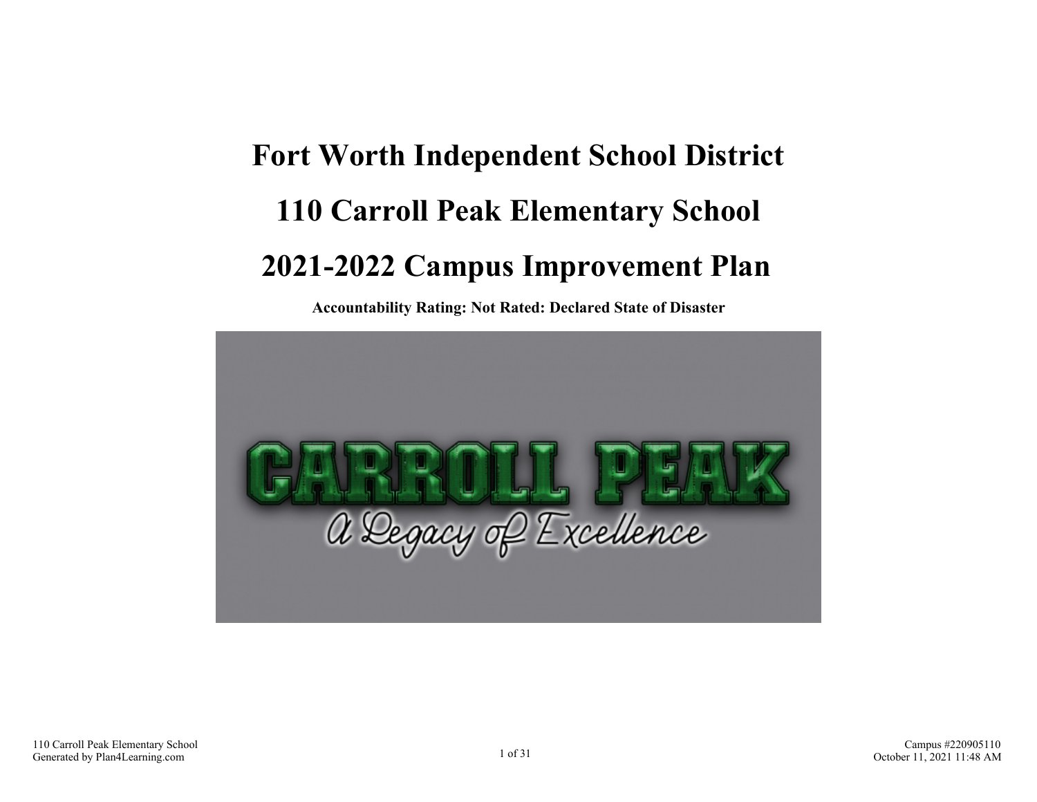# Fort Worth Independent School District

# 110 Carroll Peak Elementary School

# 2021-2022 Campus Improvement Plan

**Accountability Rating: Not Rated: Declared State of Disaster**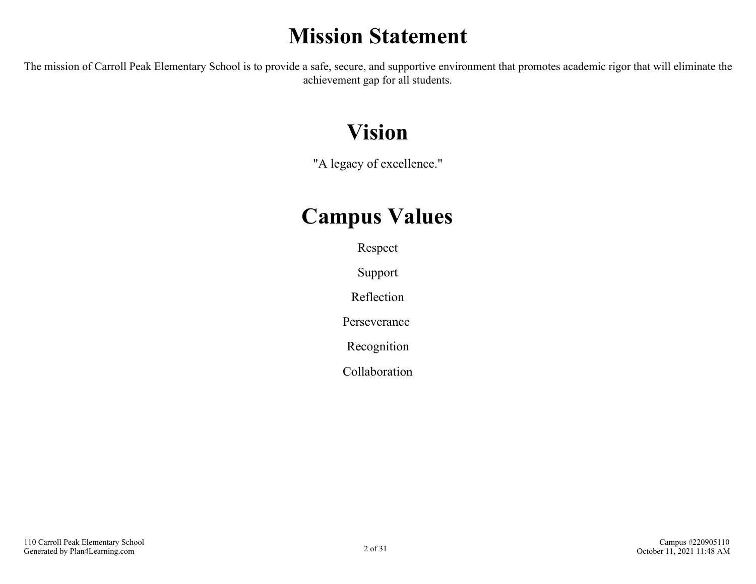# Mission Statement

The mission of Carroll Peak Elementary School is to provide a safe, secure, and supportive environment that promotes academic rigor that will eliminate the achievement gap for all students.

# Vision

"A legacy of excellence."

# Campus Values

Respect

Support

Reflection

Perseverance

Recognition

Collaboration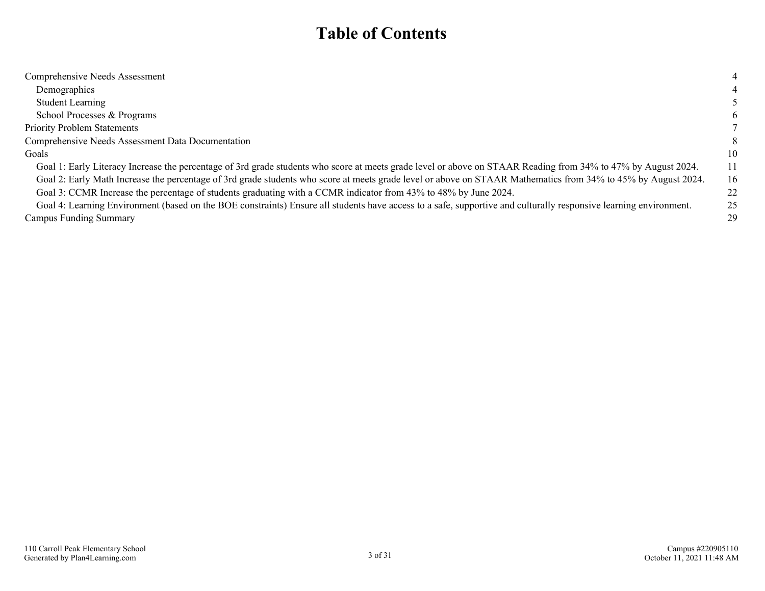# Table of Contents

| | |
|---|---|
| Comprehensive Needs Assessment | 4 |
| Demographics | 4 |
| Student Learning | 5 |
| School Processes & Programs | 6 |
| Priority Problem Statements | 7 |
| Comprehensive Needs Assessment Data Documentation | 8 |
| Goals | 10 |
| Goal 1: Early Literacy Increase the percentage of 3rd grade students who score at meets grade level or above on STAAR Reading from 34% to 47% by August 2024. | 11 |
| Goal 2: Early Math Increase the percentage of 3rd grade students who score at meets grade level or above on STAAR Mathematics from 34% to 45% by August 2024. | 16 |
| Goal 3: CCMR Increase the percentage of students graduating with a CCMR indicator from 43% to 48% by June 2024. | 22 |
| Goal 4: Learning Environment (based on the BOE constraints) Ensure all students have access to a safe, supportive and culturally responsive learning environment. | 25 |
| Campus Funding Summary | 29 |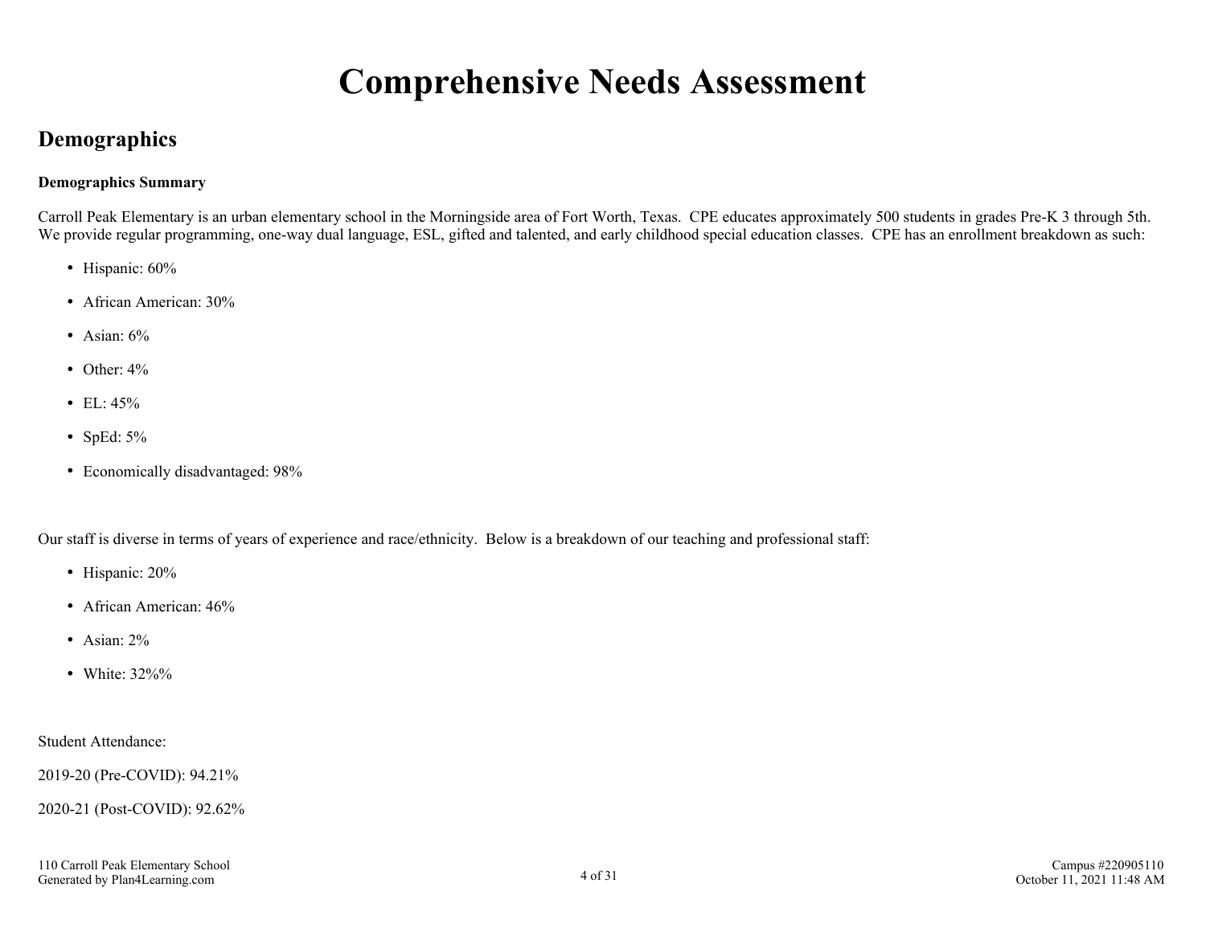# Comprehensive Needs Assessment

## Demographics

**Demographics Summary**

Carroll Peak Elementary is an urban elementary school in the Morningside area of Fort Worth, Texas. CPE educates approximately 500 students in grades Pre-K 3 through 5th. We provide regular programming, one-way dual language, ESL, gifted and talented, and early childhood special education classes. CPE has an enrollment breakdown as such:

- Hispanic: 60%
- African American: 30%
- Asian: 6%
- Other: 4%
- EL: 45%
- SpEd: 5%
- Economically disadvantaged: 98%

Our staff is diverse in terms of years of experience and race/ethnicity. Below is a breakdown of our teaching and professional staff:

- Hispanic: 20%
- African American: 46%
- Asian: 2%
- White: 32%%

Student Attendance:

2019-20 (Pre-COVID): 94.21%

2020-21 (Post-COVID): 92.62%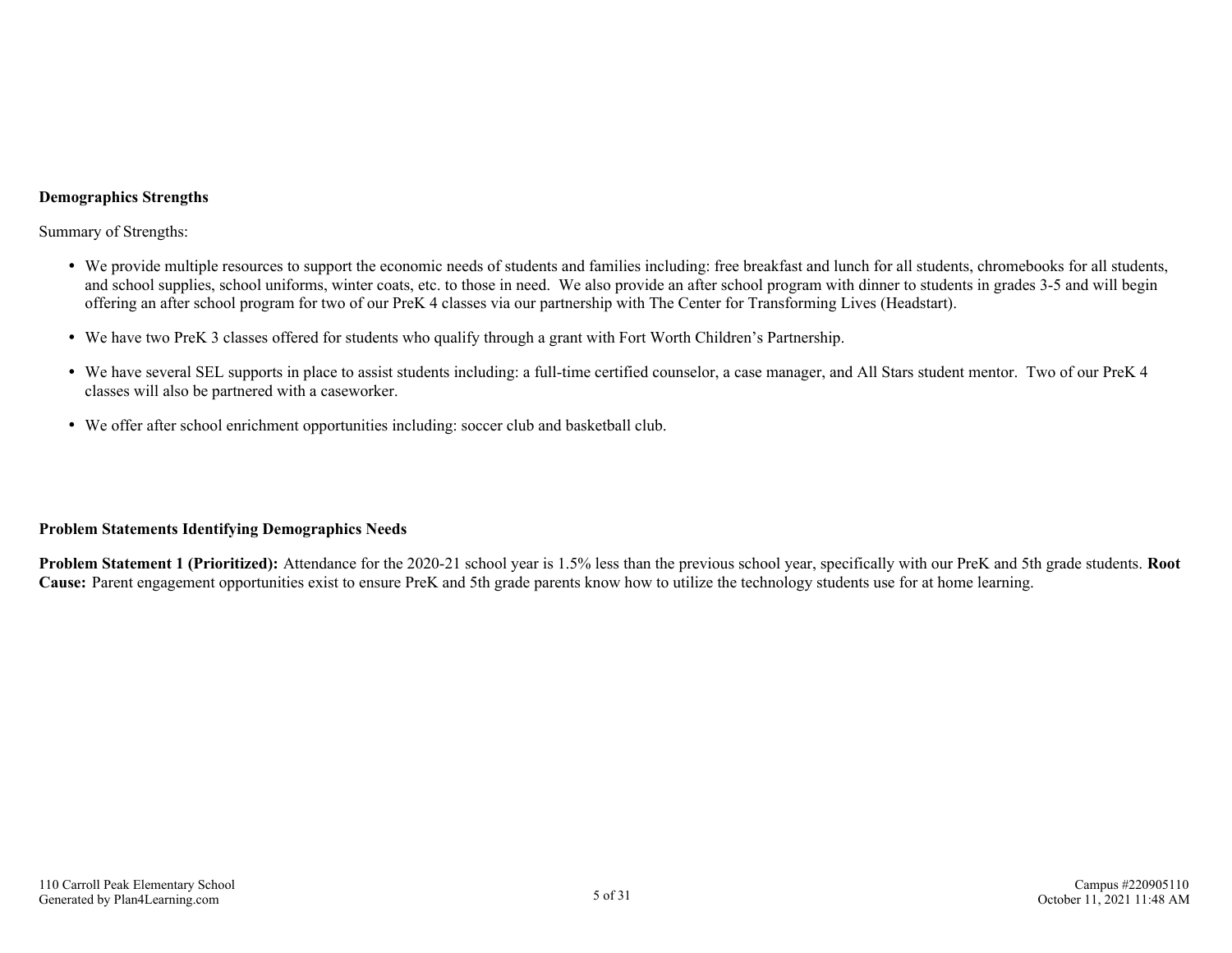**Demographics Strengths**

Summary of Strengths:

- We provide multiple resources to support the economic needs of students and families including: free breakfast and lunch for all students, chromebooks for all students, and school supplies, school uniforms, winter coats, etc. to those in need. We also provide an after school program with dinner to students in grades 3-5 and will begin offering an after school program for two of our PreK 4 classes via our partnership with The Center for Transforming Lives (Headstart).
- We have two PreK 3 classes offered for students who qualify through a grant with Fort Worth Children's Partnership.
- We have several SEL supports in place to assist students including: a full-time certified counselor, a case manager, and All Stars student mentor. Two of our PreK 4 classes will also be partnered with a caseworker.
- We offer after school enrichment opportunities including: soccer club and basketball club.

**Problem Statements Identifying Demographics Needs**

**Problem Statement 1 (Prioritized):** Attendance for the 2020-21 school year is 1.5% less than the previous school year, specifically with our PreK and 5th grade students. **Root Cause:** Parent engagement opportunities exist to ensure PreK and 5th grade parents know how to utilize the technology students use for at home learning.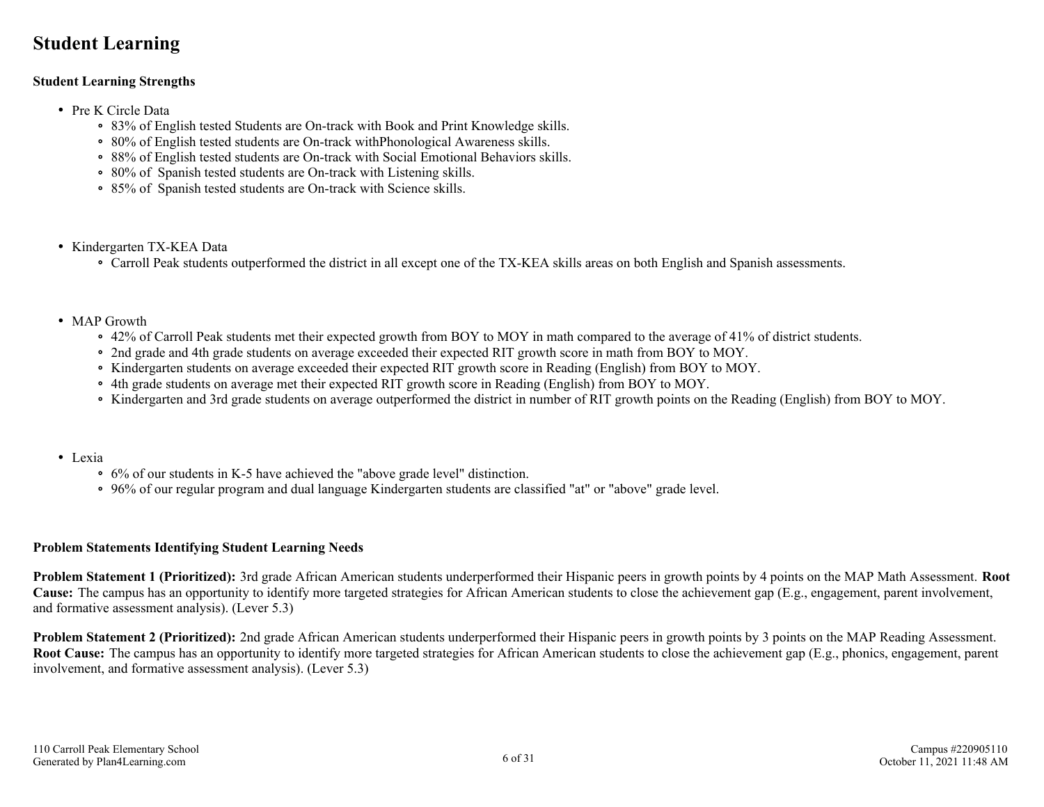# Student Learning

**Student Learning Strengths**

- Pre K Circle Data
  - 83% of English tested Students are On-track with Book and Print Knowledge skills.
  - 80% of English tested students are On-track withPhonological Awareness skills.
  - 88% of English tested students are On-track with Social Emotional Behaviors skills.
  - 80% of Spanish tested students are On-track with Listening skills.
  - 85% of Spanish tested students are On-track with Science skills.

- Kindergarten TX-KEA Data
  - Carroll Peak students outperformed the district in all except one of the TX-KEA skills areas on both English and Spanish assessments.

- MAP Growth
  - 42% of Carroll Peak students met their expected growth from BOY to MOY in math compared to the average of 41% of district students.
  - 2nd grade and 4th grade students on average exceeded their expected RIT growth score in math from BOY to MOY.
  - Kindergarten students on average exceeded their expected RIT growth score in Reading (English) from BOY to MOY.
  - 4th grade students on average met their expected RIT growth score in Reading (English) from BOY to MOY.
  - Kindergarten and 3rd grade students on average outperformed the district in number of RIT growth points on the Reading (English) from BOY to MOY.

- Lexia
  - 6% of our students in K-5 have achieved the "above grade level" distinction.
  - 96% of our regular program and dual language Kindergarten students are classified "at" or "above" grade level.

**Problem Statements Identifying Student Learning Needs**

**Problem Statement 1 (Prioritized):** 3rd grade African American students underperformed their Hispanic peers in growth points by 4 points on the MAP Math Assessment. **Root Cause:** The campus has an opportunity to identify more targeted strategies for African American students to close the achievement gap (E.g., engagement, parent involvement, and formative assessment analysis). (Lever 5.3)

**Problem Statement 2 (Prioritized):** 2nd grade African American students underperformed their Hispanic peers in growth points by 3 points on the MAP Reading Assessment. **Root Cause:** The campus has an opportunity to identify more targeted strategies for African American students to close the achievement gap (E.g., phonics, engagement, parent involvement, and formative assessment analysis). (Lever 5.3)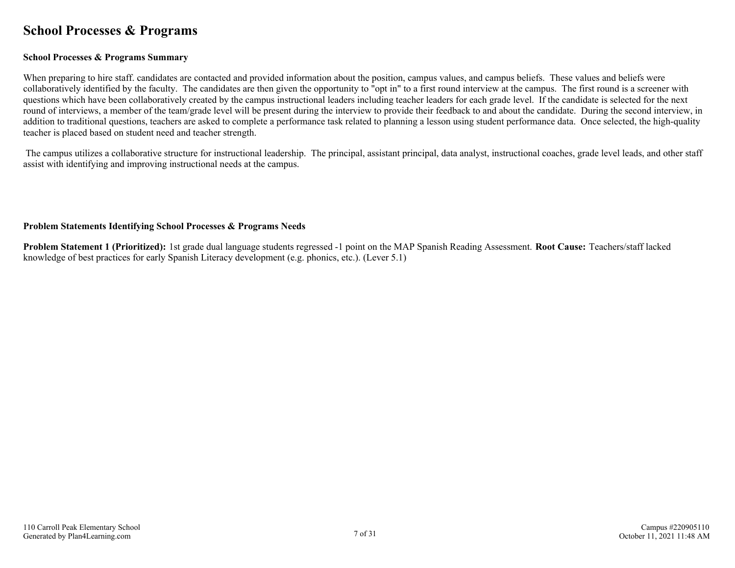# School Processes & Programs

### School Processes & Programs Summary

When preparing to hire staff. candidates are contacted and provided information about the position, campus values, and campus beliefs. These values and beliefs were collaboratively identified by the faculty. The candidates are then given the opportunity to "opt in" to a first round interview at the campus. The first round is a screener with questions which have been collaboratively created by the campus instructional leaders including teacher leaders for each grade level. If the candidate is selected for the next round of interviews, a member of the team/grade level will be present during the interview to provide their feedback to and about the candidate. During the second interview, in addition to traditional questions, teachers are asked to complete a performance task related to planning a lesson using student performance data. Once selected, the high-quality teacher is placed based on student need and teacher strength.

The campus utilizes a collaborative structure for instructional leadership. The principal, assistant principal, data analyst, instructional coaches, grade level leads, and other staff assist with identifying and improving instructional needs at the campus.

### Problem Statements Identifying School Processes & Programs Needs

**Problem Statement 1 (Prioritized):** 1st grade dual language students regressed -1 point on the MAP Spanish Reading Assessment. **Root Cause:** Teachers/staff lacked knowledge of best practices for early Spanish Literacy development (e.g. phonics, etc.). (Lever 5.1)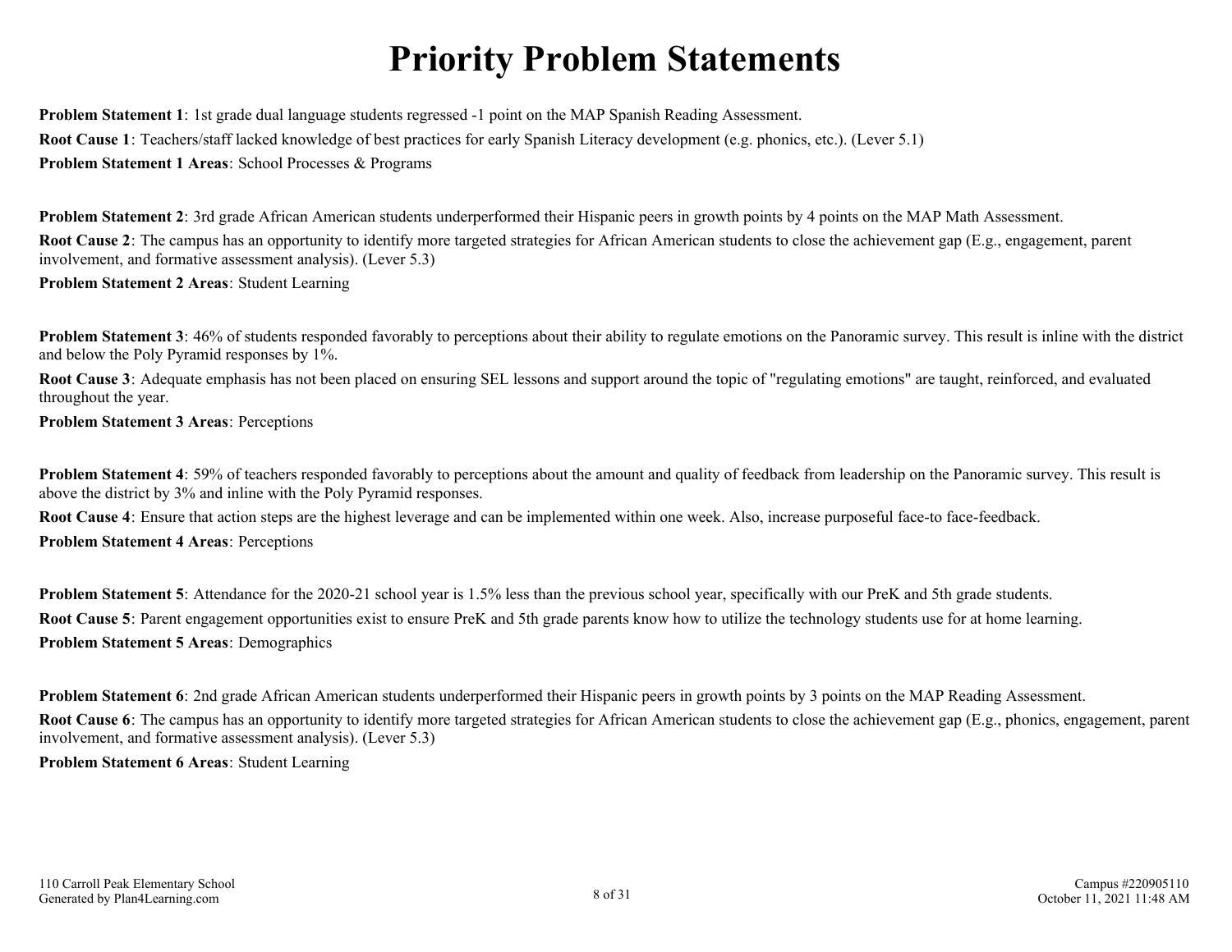# Priority Problem Statements

**Problem Statement 1**: 1st grade dual language students regressed -1 point on the MAP Spanish Reading Assessment.

**Root Cause 1**: Teachers/staff lacked knowledge of best practices for early Spanish Literacy development (e.g. phonics, etc.). (Lever 5.1)

**Problem Statement 1 Areas**: School Processes & Programs

**Problem Statement 2**: 3rd grade African American students underperformed their Hispanic peers in growth points by 4 points on the MAP Math Assessment.

**Root Cause 2**: The campus has an opportunity to identify more targeted strategies for African American students to close the achievement gap (E.g., engagement, parent involvement, and formative assessment analysis). (Lever 5.3)

**Problem Statement 2 Areas**: Student Learning

**Problem Statement 3**: 46% of students responded favorably to perceptions about their ability to regulate emotions on the Panoramic survey. This result is inline with the district and below the Poly Pyramid responses by 1%.

**Root Cause 3**: Adequate emphasis has not been placed on ensuring SEL lessons and support around the topic of "regulating emotions" are taught, reinforced, and evaluated throughout the year.

**Problem Statement 3 Areas**: Perceptions

**Problem Statement 4**: 59% of teachers responded favorably to perceptions about the amount and quality of feedback from leadership on the Panoramic survey. This result is above the district by 3% and inline with the Poly Pyramid responses.

**Root Cause 4**: Ensure that action steps are the highest leverage and can be implemented within one week. Also, increase purposeful face-to face-feedback.

**Problem Statement 4 Areas**: Perceptions

**Problem Statement 5**: Attendance for the 2020-21 school year is 1.5% less than the previous school year, specifically with our PreK and 5th grade students.

**Root Cause 5**: Parent engagement opportunities exist to ensure PreK and 5th grade parents know how to utilize the technology students use for at home learning.

**Problem Statement 5 Areas**: Demographics

**Problem Statement 6**: 2nd grade African American students underperformed their Hispanic peers in growth points by 3 points on the MAP Reading Assessment.

**Root Cause 6**: The campus has an opportunity to identify more targeted strategies for African American students to close the achievement gap (E.g., phonics, engagement, parent involvement, and formative assessment analysis). (Lever 5.3)

**Problem Statement 6 Areas**: Student Learning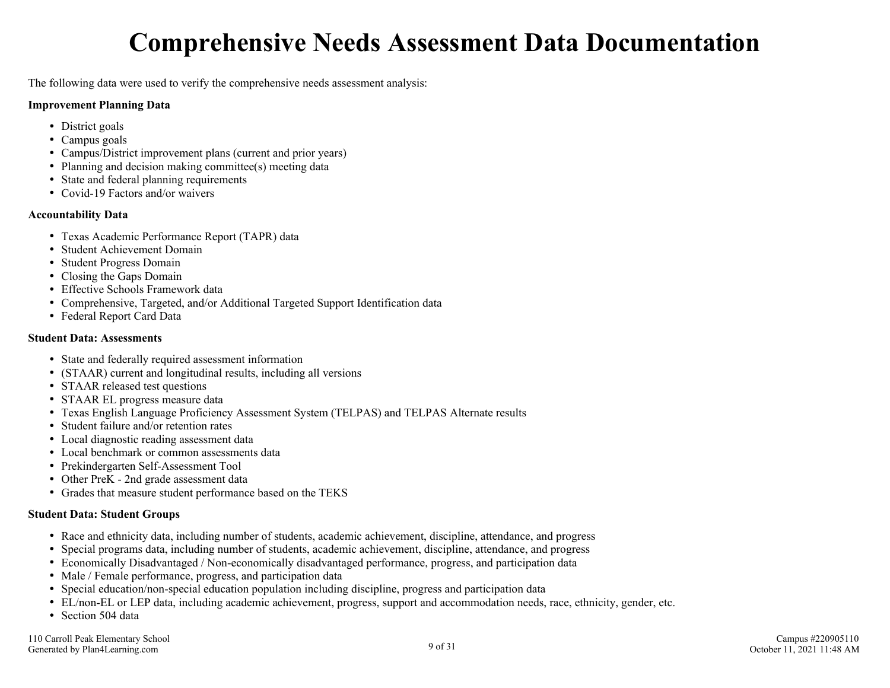# Comprehensive Needs Assessment Data Documentation

The following data were used to verify the comprehensive needs assessment analysis:

**Improvement Planning Data**

- District goals
- Campus goals
- Campus/District improvement plans (current and prior years)
- Planning and decision making committee(s) meeting data
- State and federal planning requirements
- Covid-19 Factors and/or waivers

**Accountability Data**

- Texas Academic Performance Report (TAPR) data
- Student Achievement Domain
- Student Progress Domain
- Closing the Gaps Domain
- Effective Schools Framework data
- Comprehensive, Targeted, and/or Additional Targeted Support Identification data
- Federal Report Card Data

**Student Data: Assessments**

- State and federally required assessment information
- (STAAR) current and longitudinal results, including all versions
- STAAR released test questions
- STAAR EL progress measure data
- Texas English Language Proficiency Assessment System (TELPAS) and TELPAS Alternate results
- Student failure and/or retention rates
- Local diagnostic reading assessment data
- Local benchmark or common assessments data
- Prekindergarten Self-Assessment Tool
- Other PreK - 2nd grade assessment data
- Grades that measure student performance based on the TEKS

**Student Data: Student Groups**

- Race and ethnicity data, including number of students, academic achievement, discipline, attendance, and progress
- Special programs data, including number of students, academic achievement, discipline, attendance, and progress
- Economically Disadvantaged / Non-economically disadvantaged performance, progress, and participation data
- Male / Female performance, progress, and participation data
- Special education/non-special education population including discipline, progress and participation data
- EL/non-EL or LEP data, including academic achievement, progress, support and accommodation needs, race, ethnicity, gender, etc.
- Section 504 data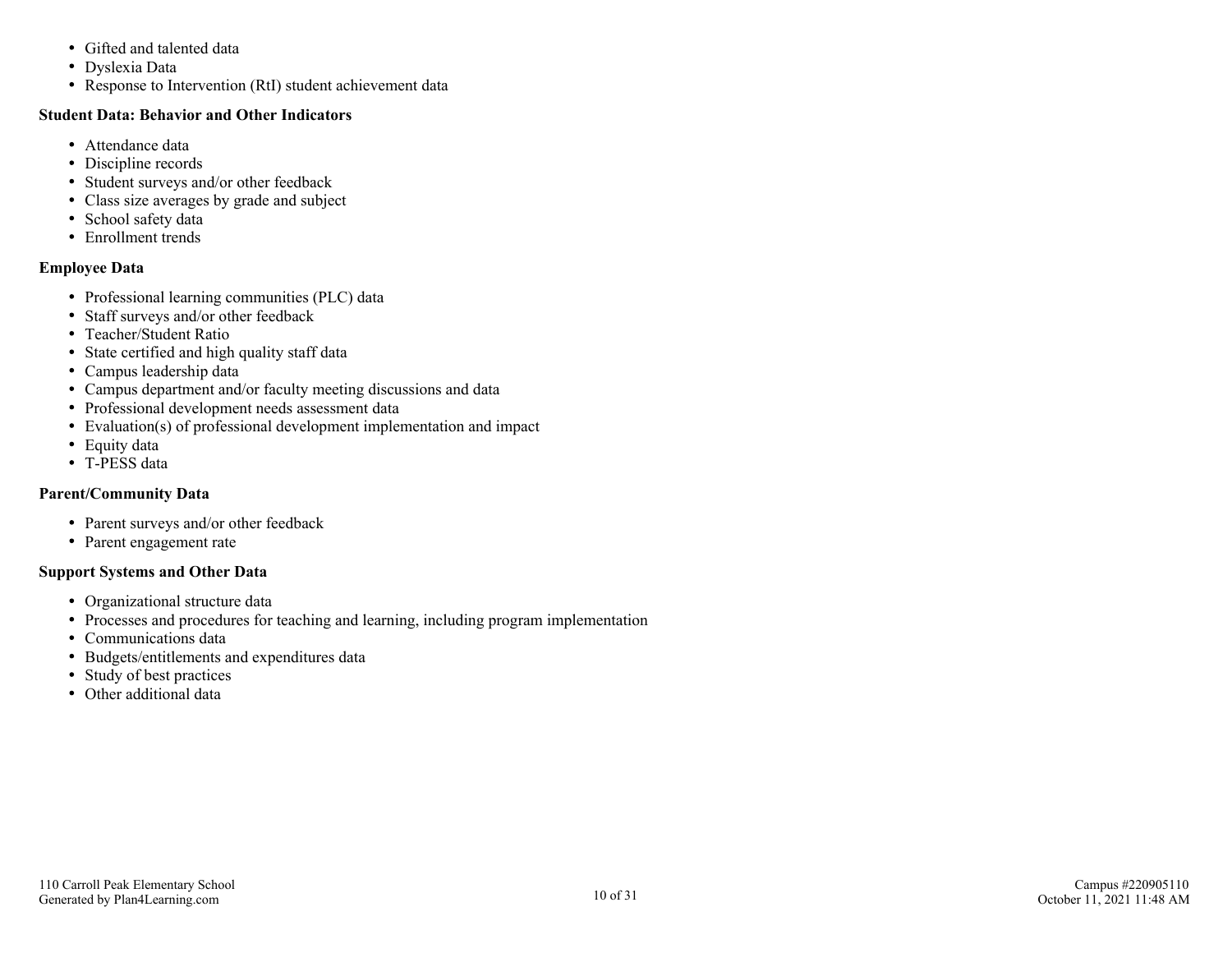- Gifted and talented data
- Dyslexia Data
- Response to Intervention (RtI) student achievement data

**Student Data: Behavior and Other Indicators**

- Attendance data
- Discipline records
- Student surveys and/or other feedback
- Class size averages by grade and subject
- School safety data
- Enrollment trends

**Employee Data**

- Professional learning communities (PLC) data
- Staff surveys and/or other feedback
- Teacher/Student Ratio
- State certified and high quality staff data
- Campus leadership data
- Campus department and/or faculty meeting discussions and data
- Professional development needs assessment data
- Evaluation(s) of professional development implementation and impact
- Equity data
- T-PESS data

**Parent/Community Data**

- Parent surveys and/or other feedback
- Parent engagement rate

**Support Systems and Other Data**

- Organizational structure data
- Processes and procedures for teaching and learning, including program implementation
- Communications data
- Budgets/entitlements and expenditures data
- Study of best practices
- Other additional data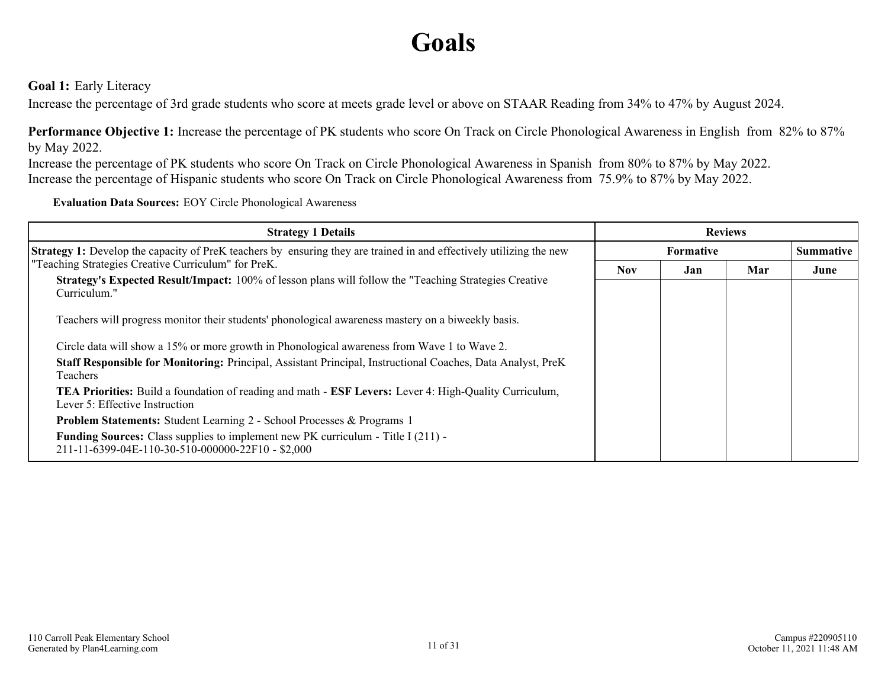# Goals

**Goal 1:** Early Literacy

Increase the percentage of 3rd grade students who score at meets grade level or above on STAAR Reading from 34% to 47% by August 2024.

**Performance Objective 1:** Increase the percentage of PK students who score On Track on Circle Phonological Awareness in English from 82% to 87% by May 2022.

Increase the percentage of PK students who score On Track on Circle Phonological Awareness in Spanish from 80% to 87% by May 2022.

Increase the percentage of Hispanic students who score On Track on Circle Phonological Awareness from 75.9% to 87% by May 2022.

**Evaluation Data Sources:** EOY Circle Phonological Awareness

| Strategy 1 Details | Reviews | | | |
|---|---|---|---|---|
| | Formative | | | Summative |
| | Nov | Jan | Mar | June |
| **Strategy 1:** Develop the capacity of PreK teachers by ensuring they are trained in and effectively utilizing the new "Teaching Strategies Creative Curriculum" for PreK.<br>**Strategy's Expected Result/Impact:** 100% of lesson plans will follow the "Teaching Strategies Creative Curriculum."<br><br>Teachers will progress monitor their students' phonological awareness mastery on a biweekly basis.<br><br>Circle data will show a 15% or more growth in Phonological awareness from Wave 1 to Wave 2.<br>**Staff Responsible for Monitoring:** Principal, Assistant Principal, Instructional Coaches, Data Analyst, PreK Teachers<br>**TEA Priorities:** Build a foundation of reading and math - **ESF Levers:** Lever 4: High-Quality Curriculum, Lever 5: Effective Instruction<br>**Problem Statements:** Student Learning 2 - School Processes & Programs 1<br>**Funding Sources:** Class supplies to implement new PK curriculum - Title I (211) - 211-11-6399-04E-110-30-510-000000-22F10 - $2,000 | | | | |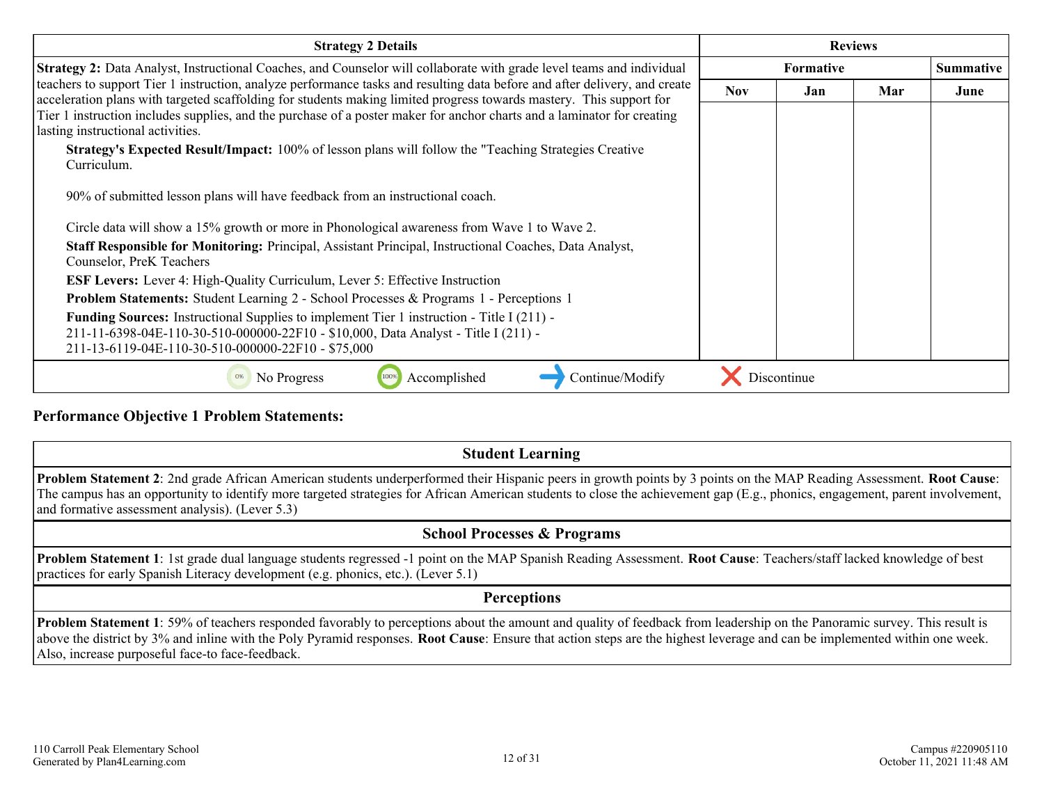| Strategy 2 Details | Reviews | | | |
|---|---|---|---|---|
| | Formative | | | Summative |
| | Nov | Jan | Mar | June |
| **Strategy 2:** Data Analyst, Instructional Coaches, and Counselor will collaborate with grade level teams and individual teachers to support Tier 1 instruction, analyze performance tasks and resulting data before and after delivery, and create acceleration plans with targeted scaffolding for students making limited progress towards mastery. This support for Tier 1 instruction includes supplies, and the purchase of a poster maker for anchor charts and a laminator for creating lasting instructional activities.<br><br>**Strategy's Expected Result/Impact:** 100% of lesson plans will follow the "Teaching Strategies Creative Curriculum.<br><br>90% of submitted lesson plans will have feedback from an instructional coach.<br><br>Circle data will show a 15% growth or more in Phonological awareness from Wave 1 to Wave 2.<br><br>**Staff Responsible for Monitoring:** Principal, Assistant Principal, Instructional Coaches, Data Analyst, Counselor, PreK Teachers<br><br>**ESF Levers:** Lever 4: High-Quality Curriculum, Lever 5: Effective Instruction<br><br>**Problem Statements:** Student Learning 2 - School Processes & Programs 1 - Perceptions 1<br><br>**Funding Sources:** Instructional Supplies to implement Tier 1 instruction - Title I (211) - 211-11-6398-04E-110-30-510-000000-22F10 - $10,000, Data Analyst - Title I (211) - 211-13-6119-04E-110-30-510-000000-22F10 - $75,000 | | | | |

0% No Progress | 100% Accomplished | Continue/Modify | Discontinue

## Performance Objective 1 Problem Statements:

| Student Learning |
|---|
| **Problem Statement 2**: 2nd grade African American students underperformed their Hispanic peers in growth points by 3 points on the MAP Reading Assessment. **Root Cause**: The campus has an opportunity to identify more targeted strategies for African American students to close the achievement gap (E.g., phonics, engagement, parent involvement, and formative assessment analysis). (Lever 5.3) |

| School Processes & Programs |
|---|
| **Problem Statement 1**: 1st grade dual language students regressed -1 point on the MAP Spanish Reading Assessment. **Root Cause**: Teachers/staff lacked knowledge of best practices for early Spanish Literacy development (e.g. phonics, etc.). (Lever 5.1) |

| Perceptions |
|---|
| **Problem Statement 1**: 59% of teachers responded favorably to perceptions about the amount and quality of feedback from leadership on the Panoramic survey. This result is above the district by 3% and inline with the Poly Pyramid responses. **Root Cause**: Ensure that action steps are the highest leverage and can be implemented within one week. Also, increase purposeful face-to face-feedback. |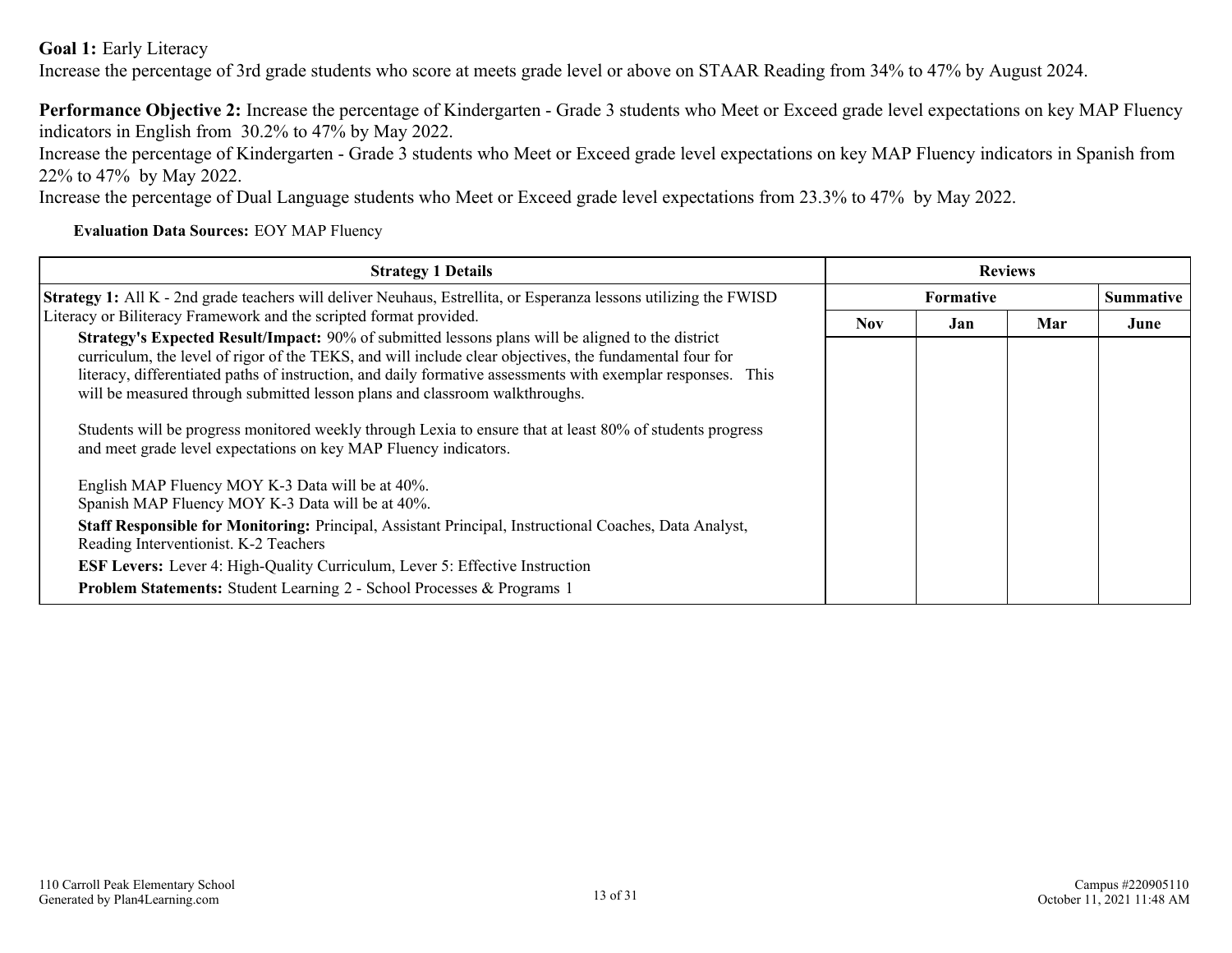**Goal 1:** Early Literacy
Increase the percentage of 3rd grade students who score at meets grade level or above on STAAR Reading from 34% to 47% by August 2024.

**Performance Objective 2:** Increase the percentage of Kindergarten - Grade 3 students who Meet or Exceed grade level expectations on key MAP Fluency indicators in English from 30.2% to 47% by May 2022.
Increase the percentage of Kindergarten - Grade 3 students who Meet or Exceed grade level expectations on key MAP Fluency indicators in Spanish from 22% to 47% by May 2022.
Increase the percentage of Dual Language students who Meet or Exceed grade level expectations from 23.3% to 47% by May 2022.

**Evaluation Data Sources:** EOY MAP Fluency

| Strategy 1 Details | Reviews | | | |
|---|---|---|---|---|
| | Formative | | | Summative |
| | Nov | Jan | Mar | June |
| **Strategy 1:** All K - 2nd grade teachers will deliver Neuhaus, Estrellita, or Esperanza lessons utilizing the FWISD Literacy or Biliteracy Framework and the scripted format provided.<br>**Strategy's Expected Result/Impact:** 90% of submitted lessons plans will be aligned to the district curriculum, the level of rigor of the TEKS, and will include clear objectives, the fundamental four for literacy, differentiated paths of instruction, and daily formative assessments with exemplar responses. This will be measured through submitted lesson plans and classroom walkthroughs.<br><br>Students will be progress monitored weekly through Lexia to ensure that at least 80% of students progress and meet grade level expectations on key MAP Fluency indicators.<br><br>English MAP Fluency MOY K-3 Data will be at 40%.<br>Spanish MAP Fluency MOY K-3 Data will be at 40%.<br>**Staff Responsible for Monitoring:** Principal, Assistant Principal, Instructional Coaches, Data Analyst, Reading Interventionist. K-2 Teachers<br>**ESF Levers:** Lever 4: High-Quality Curriculum, Lever 5: Effective Instruction<br>**Problem Statements:** Student Learning 2 - School Processes & Programs 1 | | | | |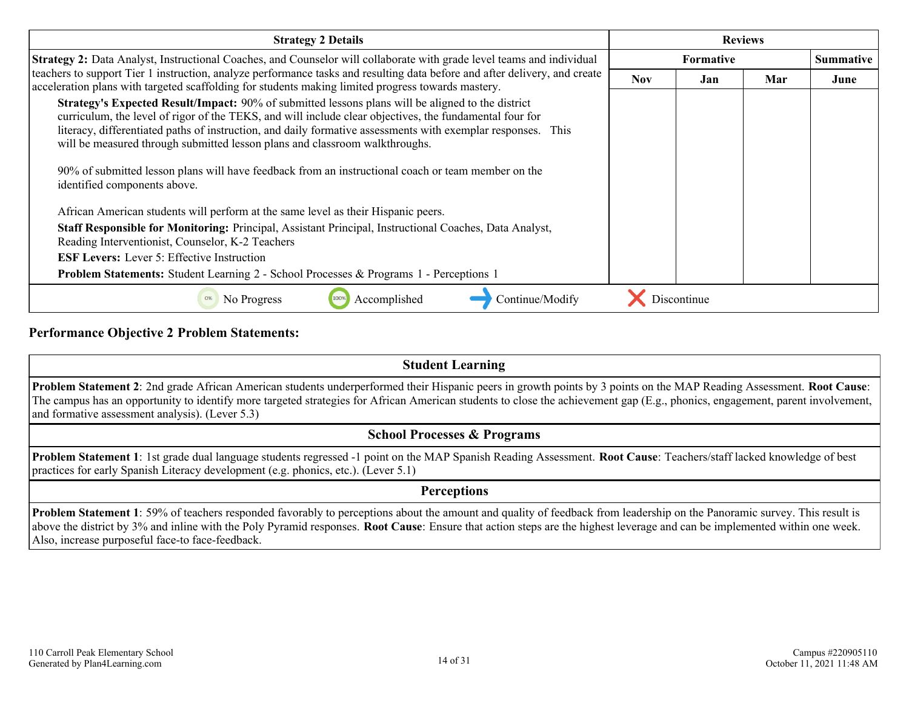| Strategy 2 Details | Reviews | | | |
|---|---|---|---|---|
| | Formative | | | Summative |
| | Nov | Jan | Mar | June |
| **Strategy 2:** Data Analyst, Instructional Coaches, and Counselor will collaborate with grade level teams and individual teachers to support Tier 1 instruction, analyze performance tasks and resulting data before and after delivery, and create acceleration plans with targeted scaffolding for students making limited progress towards mastery.<br>**Strategy's Expected Result/Impact:** 90% of submitted lessons plans will be aligned to the district curriculum, the level of rigor of the TEKS, and will include clear objectives, the fundamental four for literacy, differentiated paths of instruction, and daily formative assessments with exemplar responses. This will be measured through submitted lesson plans and classroom walkthroughs.<br><br>90% of submitted lesson plans will have feedback from an instructional coach or team member on the identified components above.<br><br>African American students will perform at the same level as their Hispanic peers.<br>**Staff Responsible for Monitoring:** Principal, Assistant Principal, Instructional Coaches, Data Analyst, Reading Interventionist, Counselor, K-2 Teachers<br>**ESF Levers:** Lever 5: Effective Instruction<br>**Problem Statements:** Student Learning 2 - School Processes & Programs 1 - Perceptions 1 | | | | |

0% No Progress | 100% Accomplished | Continue/Modify | Discontinue

## Performance Objective 2 Problem Statements:

| Student Learning |
|---|
| **Problem Statement 2**: 2nd grade African American students underperformed their Hispanic peers in growth points by 3 points on the MAP Reading Assessment. **Root Cause**: The campus has an opportunity to identify more targeted strategies for African American students to close the achievement gap (E.g., phonics, engagement, parent involvement, and formative assessment analysis). (Lever 5.3) |

| School Processes & Programs |
|---|
| **Problem Statement 1**: 1st grade dual language students regressed -1 point on the MAP Spanish Reading Assessment. **Root Cause**: Teachers/staff lacked knowledge of best practices for early Spanish Literacy development (e.g. phonics, etc.). (Lever 5.1) |

| Perceptions |
|---|
| **Problem Statement 1**: 59% of teachers responded favorably to perceptions about the amount and quality of feedback from leadership on the Panoramic survey. This result is above the district by 3% and inline with the Poly Pyramid responses. **Root Cause**: Ensure that action steps are the highest leverage and can be implemented within one week. Also, increase purposeful face-to face-feedback. |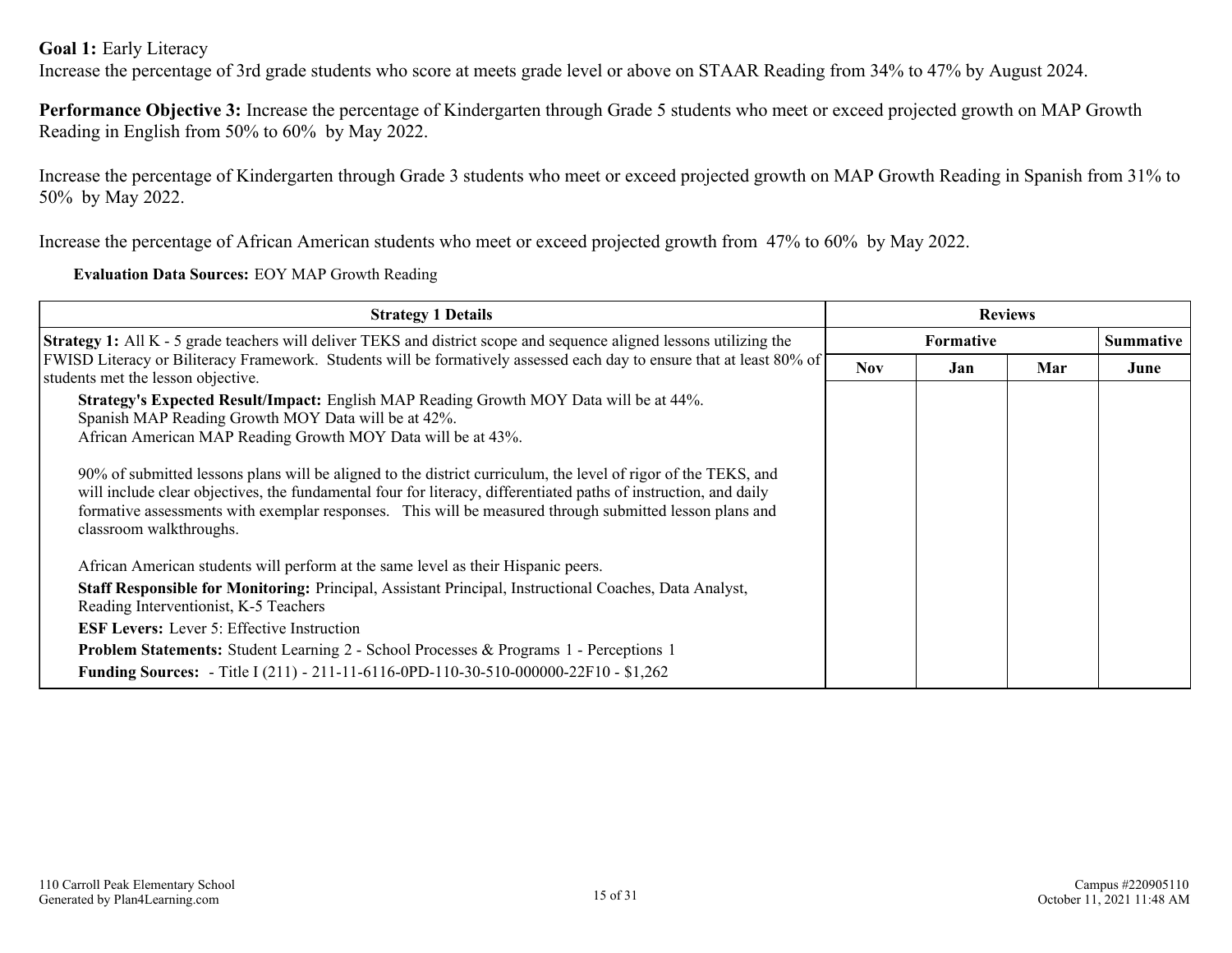**Goal 1:** Early Literacy
Increase the percentage of 3rd grade students who score at meets grade level or above on STAAR Reading from 34% to 47% by August 2024.

**Performance Objective 3:** Increase the percentage of Kindergarten through Grade 5 students who meet or exceed projected growth on MAP Growth Reading in English from 50% to 60% by May 2022.

Increase the percentage of Kindergarten through Grade 3 students who meet or exceed projected growth on MAP Growth Reading in Spanish from 31% to 50% by May 2022.

Increase the percentage of African American students who meet or exceed projected growth from 47% to 60% by May 2022.

**Evaluation Data Sources:** EOY MAP Growth Reading

| Strategy 1 Details | Reviews | | | |
|---|---|---|---|---|
| | Formative | | | Summative |
| | Nov | Jan | Mar | June |
| **Strategy 1:** All K - 5 grade teachers will deliver TEKS and district scope and sequence aligned lessons utilizing the FWISD Literacy or Biliteracy Framework. Students will be formatively assessed each day to ensure that at least 80% of students met the lesson objective.<br>**Strategy's Expected Result/Impact:** English MAP Reading Growth MOY Data will be at 44%.<br>Spanish MAP Reading Growth MOY Data will be at 42%.<br>African American MAP Reading Growth MOY Data will be at 43%.<br><br>90% of submitted lessons plans will be aligned to the district curriculum, the level of rigor of the TEKS, and will include clear objectives, the fundamental four for literacy, differentiated paths of instruction, and daily formative assessments with exemplar responses. This will be measured through submitted lesson plans and classroom walkthroughs.<br><br>African American students will perform at the same level as their Hispanic peers.<br>**Staff Responsible for Monitoring:** Principal, Assistant Principal, Instructional Coaches, Data Analyst, Reading Interventionist, K-5 Teachers<br>**ESF Levers:** Lever 5: Effective Instruction<br>**Problem Statements:** Student Learning 2 - School Processes & Programs 1 - Perceptions 1<br>**Funding Sources:** - Title I (211) - 211-11-6116-0PD-110-30-510-000000-22F10 - $1,262 | | | | |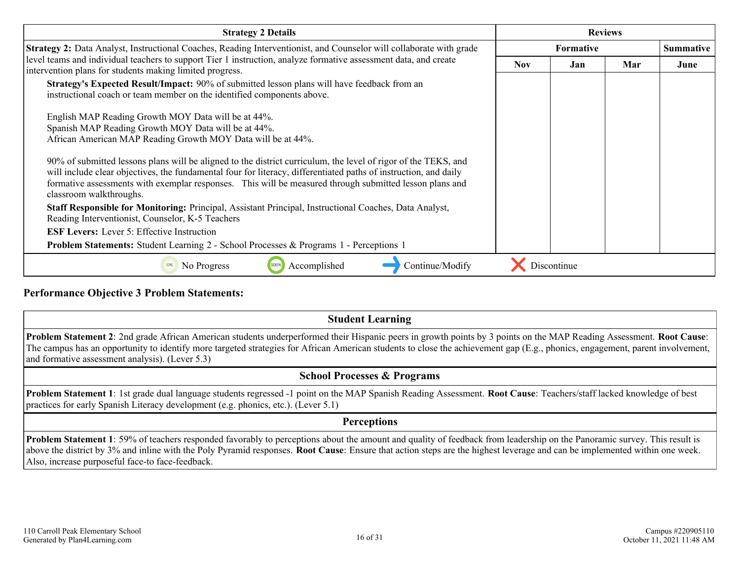| Strategy 2 Details | Reviews | | | |
|---|---|---|---|---|
| | Formative | | | Summative |
| | Nov | Jan | Mar | June |
| **Strategy 2:** Data Analyst, Instructional Coaches, Reading Interventionist, and Counselor will collaborate with grade level teams and individual teachers to support Tier 1 instruction, analyze formative assessment data, and create intervention plans for students making limited progress.<br><br>**Strategy's Expected Result/Impact:** 90% of submitted lesson plans will have feedback from an instructional coach or team member on the identified components above.<br><br>English MAP Reading Growth MOY Data will be at 44%.<br>Spanish MAP Reading Growth MOY Data will be at 44%.<br>African American MAP Reading Growth MOY Data will be at 44%.<br><br>90% of submitted lessons plans will be aligned to the district curriculum, the level of rigor of the TEKS, and will include clear objectives, the fundamental four for literacy, differentiated paths of instruction, and daily formative assessments with exemplar responses. This will be measured through submitted lesson plans and classroom walkthroughs.<br>**Staff Responsible for Monitoring:** Principal, Assistant Principal, Instructional Coaches, Data Analyst, Reading Interventionist, Counselor, K-5 Teachers<br>**ESF Levers:** Lever 5: Effective Instruction<br>**Problem Statements:** Student Learning 2 - School Processes & Programs 1 - Perceptions 1 | | | | |

0% No Progress | 100% Accomplished | Continue/Modify | Discontinue

## Performance Objective 3 Problem Statements:

| Student Learning |
|---|
| **Problem Statement 2**: 2nd grade African American students underperformed their Hispanic peers in growth points by 3 points on the MAP Reading Assessment. **Root Cause**: The campus has an opportunity to identify more targeted strategies for African American students to close the achievement gap (E.g., phonics, engagement, parent involvement, and formative assessment analysis). (Lever 5.3) |

| School Processes & Programs |
|---|
| **Problem Statement 1**: 1st grade dual language students regressed -1 point on the MAP Spanish Reading Assessment. **Root Cause**: Teachers/staff lacked knowledge of best practices for early Spanish Literacy development (e.g. phonics, etc.). (Lever 5.1) |

| Perceptions |
|---|
| **Problem Statement 1**: 59% of teachers responded favorably to perceptions about the amount and quality of feedback from leadership on the Panoramic survey. This result is above the district by 3% and inline with the Poly Pyramid responses. **Root Cause**: Ensure that action steps are the highest leverage and can be implemented within one week. Also, increase purposeful face-to face-feedback. |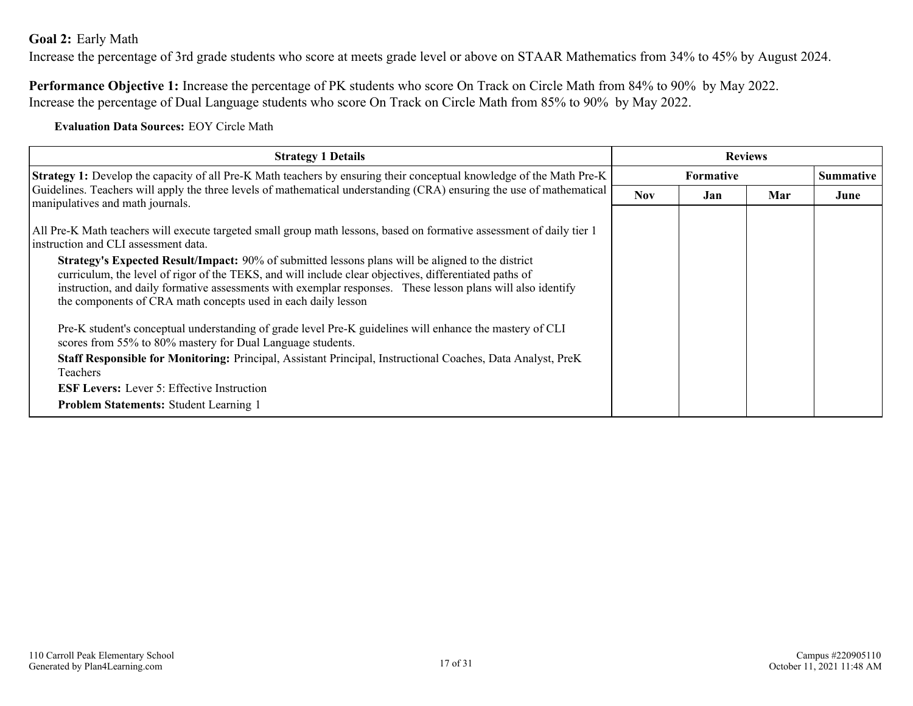**Goal 2:** Early Math
Increase the percentage of 3rd grade students who score at meets grade level or above on STAAR Mathematics from 34% to 45% by August 2024.

**Performance Objective 1:** Increase the percentage of PK students who score On Track on Circle Math from 84% to 90% by May 2022.
Increase the percentage of Dual Language students who score On Track on Circle Math from 85% to 90% by May 2022.

**Evaluation Data Sources:** EOY Circle Math

| Strategy 1 Details | Reviews | | | |
|---|---|---|---|---|
| | Formative | | | Summative |
| | Nov | Jan | Mar | June |
| **Strategy 1:** Develop the capacity of all Pre-K Math teachers by ensuring their conceptual knowledge of the Math Pre-K Guidelines. Teachers will apply the three levels of mathematical understanding (CRA) ensuring the use of mathematical manipulatives and math journals.<br><br>All Pre-K Math teachers will execute targeted small group math lessons, based on formative assessment of daily tier 1 instruction and CLI assessment data.<br>**Strategy's Expected Result/Impact:** 90% of submitted lessons plans will be aligned to the district curriculum, the level of rigor of the TEKS, and will include clear objectives, differentiated paths of instruction, and daily formative assessments with exemplar responses. These lesson plans will also identify the components of CRA math concepts used in each daily lesson<br><br>Pre-K student's conceptual understanding of grade level Pre-K guidelines will enhance the mastery of CLI scores from 55% to 80% mastery for Dual Language students.<br>**Staff Responsible for Monitoring:** Principal, Assistant Principal, Instructional Coaches, Data Analyst, PreK Teachers<br>**ESF Levers:** Lever 5: Effective Instruction<br>**Problem Statements:** Student Learning 1 | | | | |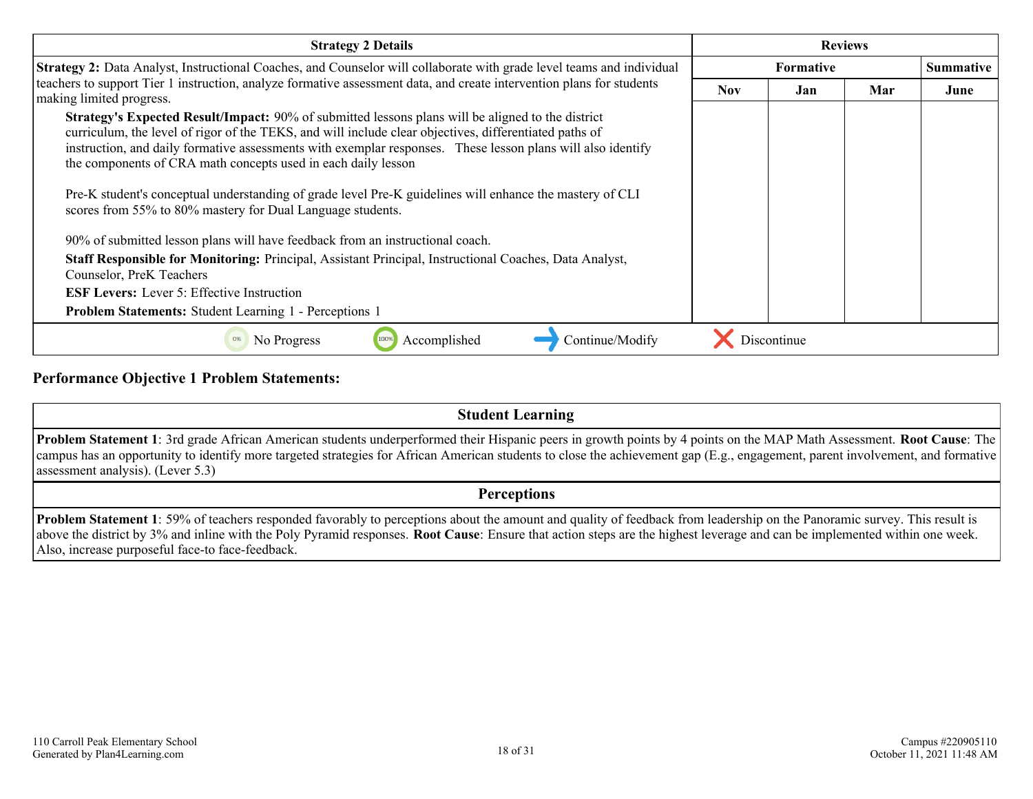| Strategy 2 Details | Reviews | | | |
|---|---|---|---|---|
| | Formative | | | Summative |
| | Nov | Jan | Mar | June |
| **Strategy 2:** Data Analyst, Instructional Coaches, and Counselor will collaborate with grade level teams and individual teachers to support Tier 1 instruction, analyze formative assessment data, and create intervention plans for students making limited progress.<br><br>**Strategy's Expected Result/Impact:** 90% of submitted lessons plans will be aligned to the district curriculum, the level of rigor of the TEKS, and will include clear objectives, differentiated paths of instruction, and daily formative assessments with exemplar responses. These lesson plans will also identify the components of CRA math concepts used in each daily lesson<br><br>Pre-K student's conceptual understanding of grade level Pre-K guidelines will enhance the mastery of CLI scores from 55% to 80% mastery for Dual Language students.<br><br>90% of submitted lesson plans will have feedback from an instructional coach.<br>**Staff Responsible for Monitoring:** Principal, Assistant Principal, Instructional Coaches, Data Analyst, Counselor, PreK Teachers<br>**ESF Levers:** Lever 5: Effective Instruction<br>**Problem Statements:** Student Learning 1 - Perceptions 1 | | | | |
| 0% No Progress · 100% Accomplished · → Continue/Modify · ✗ Discontinue | | | | |

## Performance Objective 1 Problem Statements:

| Student Learning |
|---|
| **Problem Statement 1**: 3rd grade African American students underperformed their Hispanic peers in growth points by 4 points on the MAP Math Assessment. **Root Cause**: The campus has an opportunity to identify more targeted strategies for African American students to close the achievement gap (E.g., engagement, parent involvement, and formative assessment analysis). (Lever 5.3) |

| Perceptions |
|---|
| **Problem Statement 1**: 59% of teachers responded favorably to perceptions about the amount and quality of feedback from leadership on the Panoramic survey. This result is above the district by 3% and inline with the Poly Pyramid responses. **Root Cause**: Ensure that action steps are the highest leverage and can be implemented within one week. Also, increase purposeful face-to face-feedback. |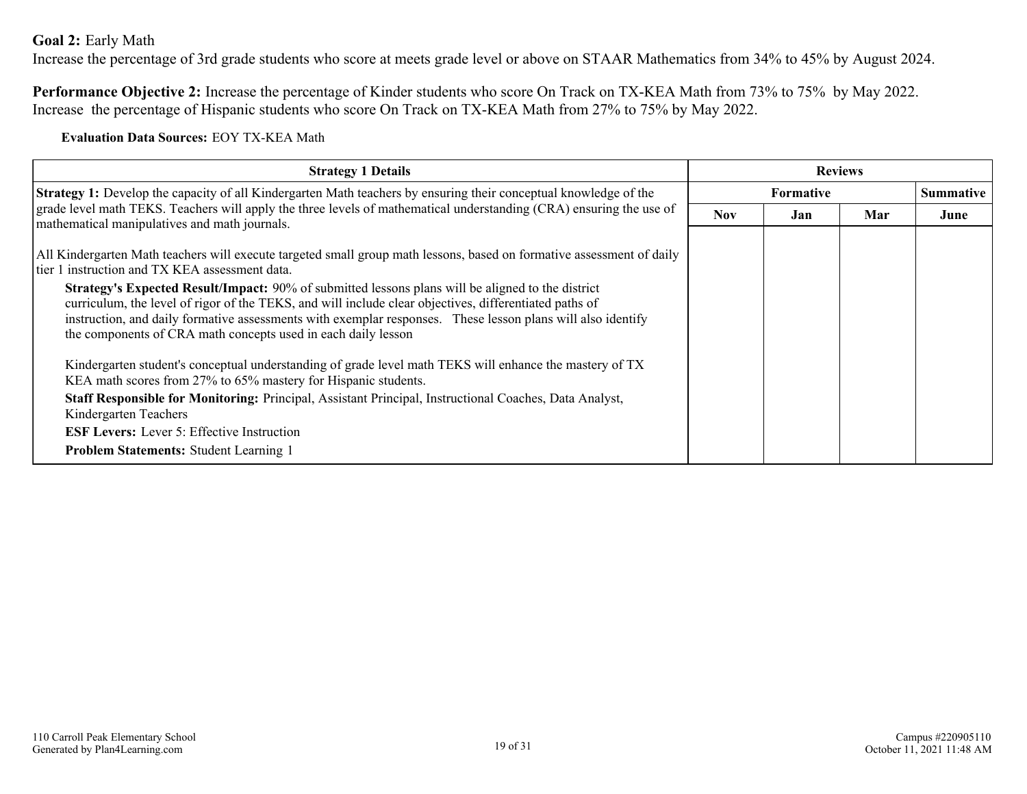**Goal 2:** Early Math
Increase the percentage of 3rd grade students who score at meets grade level or above on STAAR Mathematics from 34% to 45% by August 2024.

**Performance Objective 2:** Increase the percentage of Kinder students who score On Track on TX-KEA Math from 73% to 75% by May 2022.
Increase the percentage of Hispanic students who score On Track on TX-KEA Math from 27% to 75% by May 2022.

**Evaluation Data Sources:** EOY TX-KEA Math

| Strategy 1 Details | Reviews | | | |
|---|---|---|---|---|
| | Formative | | | Summative |
| | Nov | Jan | Mar | June |
| **Strategy 1:** Develop the capacity of all Kindergarten Math teachers by ensuring their conceptual knowledge of the grade level math TEKS. Teachers will apply the three levels of mathematical understanding (CRA) ensuring the use of mathematical manipulatives and math journals.<br><br>All Kindergarten Math teachers will execute targeted small group math lessons, based on formative assessment of daily tier 1 instruction and TX KEA assessment data.<br>**Strategy's Expected Result/Impact:** 90% of submitted lessons plans will be aligned to the district curriculum, the level of rigor of the TEKS, and will include clear objectives, differentiated paths of instruction, and daily formative assessments with exemplar responses. These lesson plans will also identify the components of CRA math concepts used in each daily lesson<br><br>Kindergarten student's conceptual understanding of grade level math TEKS will enhance the mastery of TX KEA math scores from 27% to 65% mastery for Hispanic students.<br>**Staff Responsible for Monitoring:** Principal, Assistant Principal, Instructional Coaches, Data Analyst, Kindergarten Teachers<br>**ESF Levers:** Lever 5: Effective Instruction<br>**Problem Statements:** Student Learning 1 | | | | |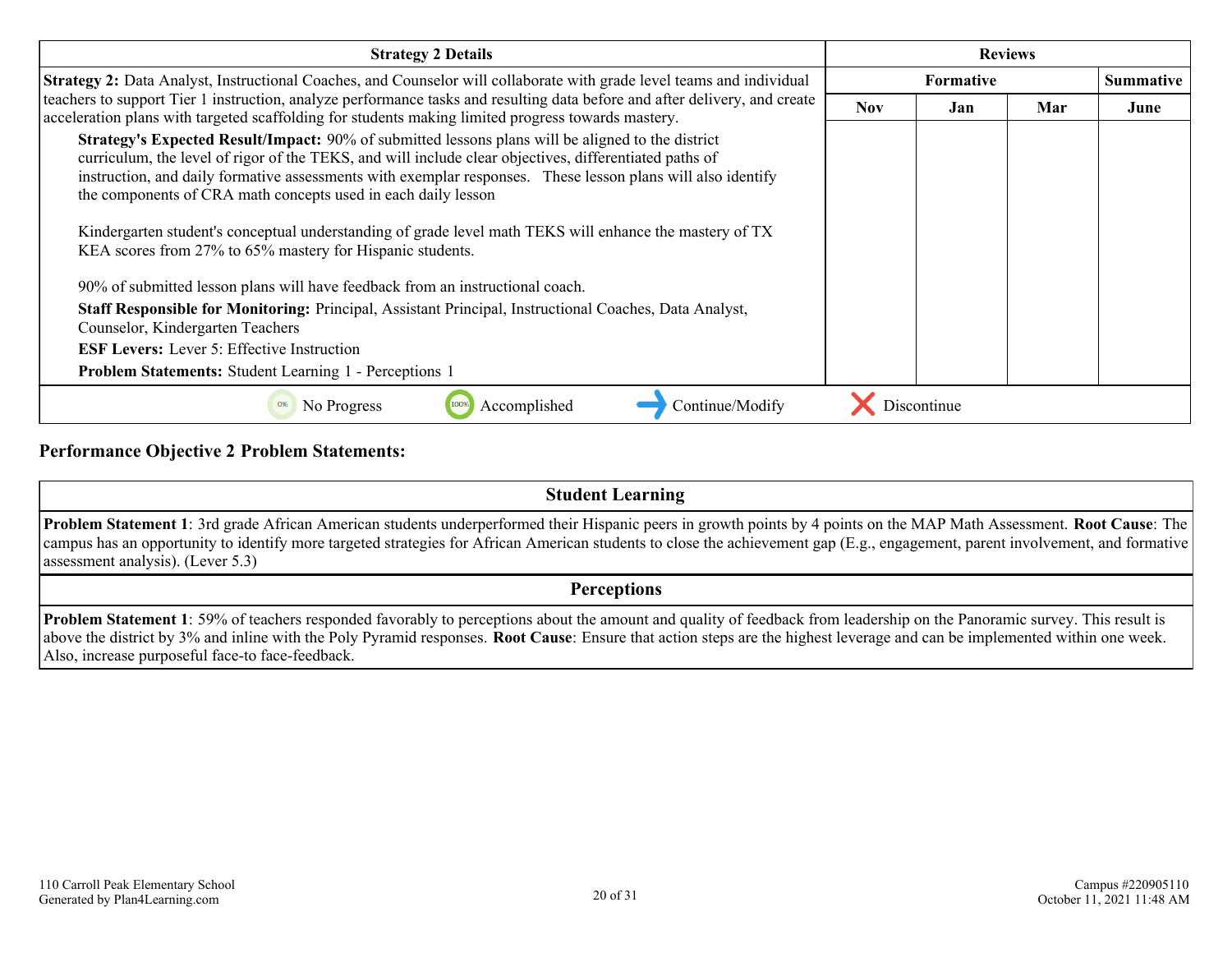| Strategy 2 Details | Reviews | | | |
|---|---|---|---|---|
| | Formative | | | Summative |
| | Nov | Jan | Mar | June |
| **Strategy 2:** Data Analyst, Instructional Coaches, and Counselor will collaborate with grade level teams and individual teachers to support Tier 1 instruction, analyze performance tasks and resulting data before and after delivery, and create acceleration plans with targeted scaffolding for students making limited progress towards mastery.<br>**Strategy's Expected Result/Impact:** 90% of submitted lessons plans will be aligned to the district curriculum, the level of rigor of the TEKS, and will include clear objectives, differentiated paths of instruction, and daily formative assessments with exemplar responses. These lesson plans will also identify the components of CRA math concepts used in each daily lesson<br><br>Kindergarten student's conceptual understanding of grade level math TEKS will enhance the mastery of TX KEA scores from 27% to 65% mastery for Hispanic students.<br><br>90% of submitted lesson plans will have feedback from an instructional coach.<br>**Staff Responsible for Monitoring:** Principal, Assistant Principal, Instructional Coaches, Data Analyst, Counselor, Kindergarten Teachers<br>**ESF Levers:** Lever 5: Effective Instruction<br>**Problem Statements:** Student Learning 1 - Perceptions 1 | | | | |

0% No Progress | 100% Accomplished | Continue/Modify | Discontinue

## Performance Objective 2 Problem Statements:

| Student Learning |
|---|
| **Problem Statement 1**: 3rd grade African American students underperformed their Hispanic peers in growth points by 4 points on the MAP Math Assessment. **Root Cause**: The campus has an opportunity to identify more targeted strategies for African American students to close the achievement gap (E.g., engagement, parent involvement, and formative assessment analysis). (Lever 5.3) |

| Perceptions |
|---|
| **Problem Statement 1**: 59% of teachers responded favorably to perceptions about the amount and quality of feedback from leadership on the Panoramic survey. This result is above the district by 3% and inline with the Poly Pyramid responses. **Root Cause**: Ensure that action steps are the highest leverage and can be implemented within one week. Also, increase purposeful face-to face-feedback. |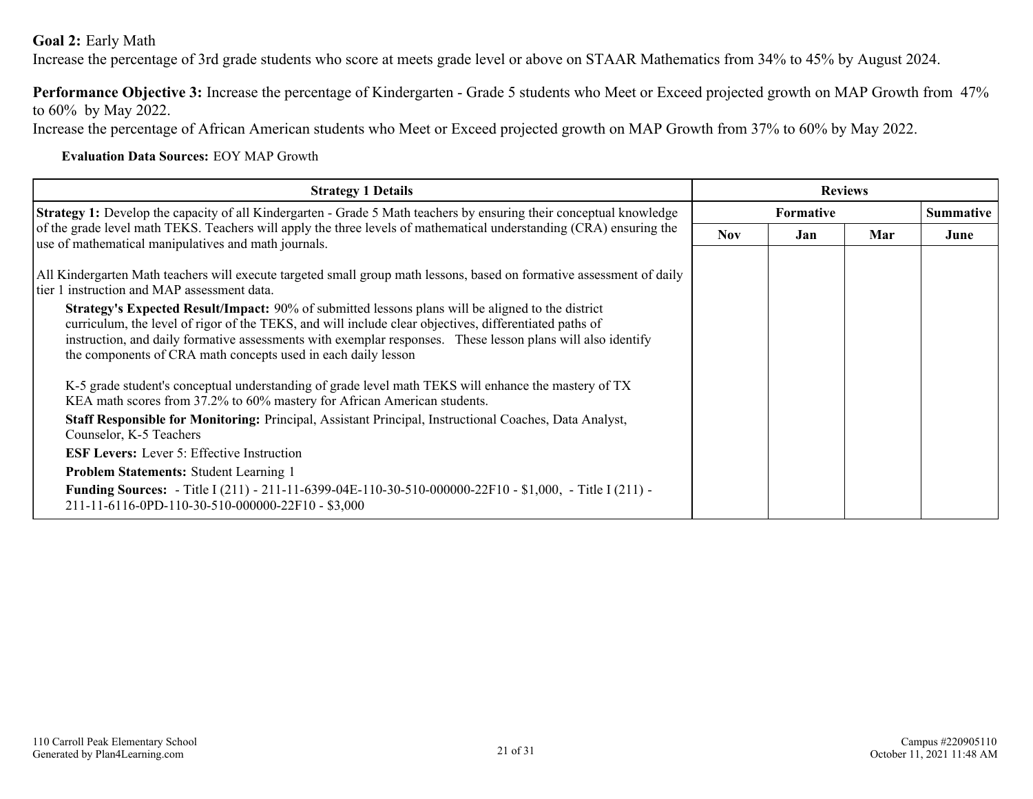**Goal 2:** Early Math
Increase the percentage of 3rd grade students who score at meets grade level or above on STAAR Mathematics from 34% to 45% by August 2024.

**Performance Objective 3:** Increase the percentage of Kindergarten - Grade 5 students who Meet or Exceed projected growth on MAP Growth from 47% to 60% by May 2022.
Increase the percentage of African American students who Meet or Exceed projected growth on MAP Growth from 37% to 60% by May 2022.

**Evaluation Data Sources:** EOY MAP Growth

| Strategy 1 Details | Reviews | | | |
|---|---|---|---|---|
| | Formative | | | Summative |
| | Nov | Jan | Mar | June |
| **Strategy 1:** Develop the capacity of all Kindergarten - Grade 5 Math teachers by ensuring their conceptual knowledge of the grade level math TEKS. Teachers will apply the three levels of mathematical understanding (CRA) ensuring the use of mathematical manipulatives and math journals.<br><br>All Kindergarten Math teachers will execute targeted small group math lessons, based on formative assessment of daily tier 1 instruction and MAP assessment data.<br>**Strategy's Expected Result/Impact:** 90% of submitted lessons plans will be aligned to the district curriculum, the level of rigor of the TEKS, and will include clear objectives, differentiated paths of instruction, and daily formative assessments with exemplar responses. These lesson plans will also identify the components of CRA math concepts used in each daily lesson<br><br>K-5 grade student's conceptual understanding of grade level math TEKS will enhance the mastery of TX KEA math scores from 37.2% to 60% mastery for African American students.<br>**Staff Responsible for Monitoring:** Principal, Assistant Principal, Instructional Coaches, Data Analyst, Counselor, K-5 Teachers<br>**ESF Levers:** Lever 5: Effective Instruction<br>**Problem Statements:** Student Learning 1<br>**Funding Sources:** - Title I (211) - 211-11-6399-04E-110-30-510-000000-22F10 - $1,000, - Title I (211) - 211-11-6116-0PD-110-30-510-000000-22F10 - $3,000 | | | | |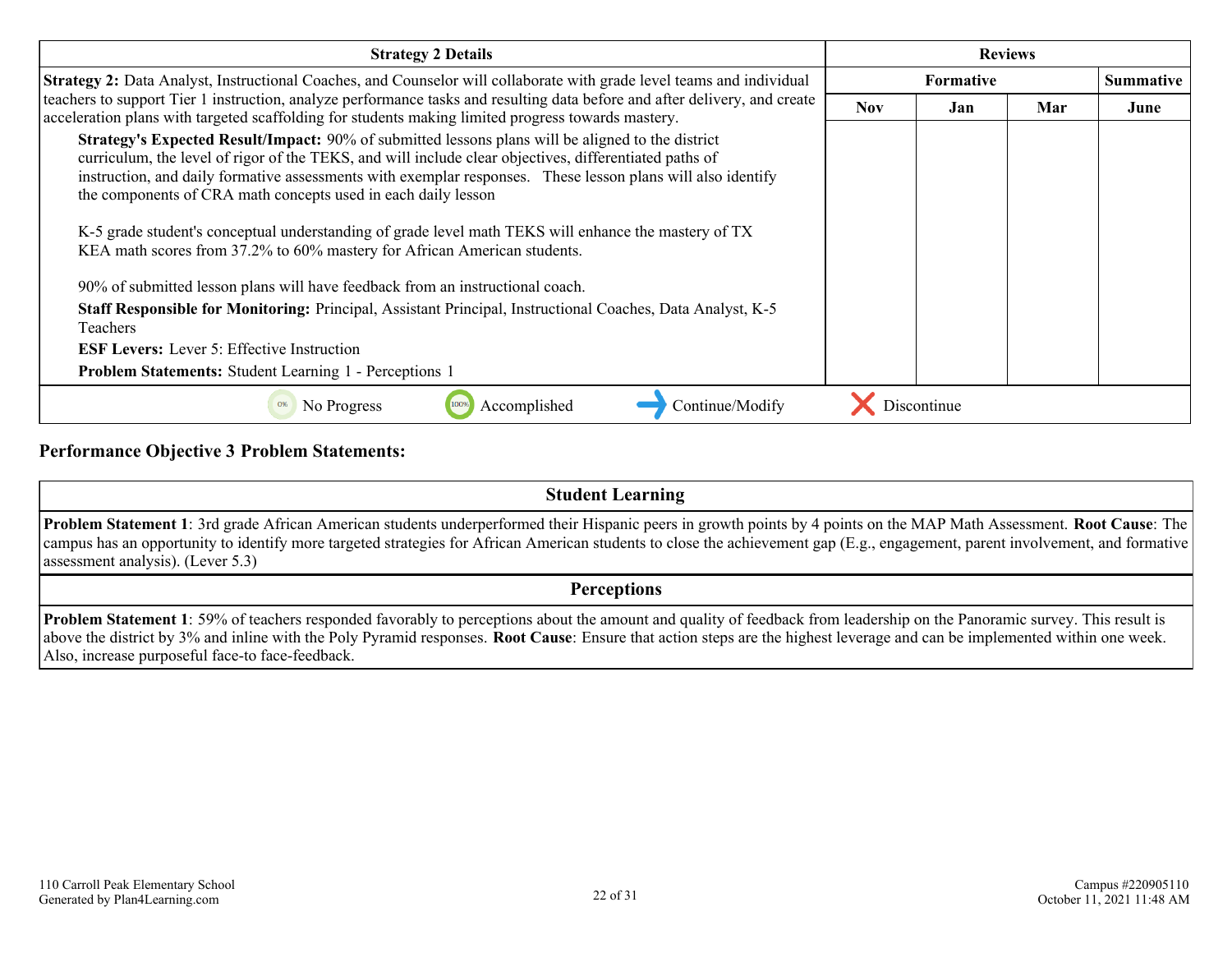| Strategy 2 Details | Reviews | | | |
|---|---|---|---|---|
| | Formative | | | Summative |
| | Nov | Jan | Mar | June |
| **Strategy 2:** Data Analyst, Instructional Coaches, and Counselor will collaborate with grade level teams and individual teachers to support Tier 1 instruction, analyze performance tasks and resulting data before and after delivery, and create acceleration plans with targeted scaffolding for students making limited progress towards mastery.<br><br>**Strategy's Expected Result/Impact:** 90% of submitted lessons plans will be aligned to the district curriculum, the level of rigor of the TEKS, and will include clear objectives, differentiated paths of instruction, and daily formative assessments with exemplar responses. These lesson plans will also identify the components of CRA math concepts used in each daily lesson<br><br>K-5 grade student's conceptual understanding of grade level math TEKS will enhance the mastery of TX KEA math scores from 37.2% to 60% mastery for African American students.<br><br>90% of submitted lesson plans will have feedback from an instructional coach.<br>**Staff Responsible for Monitoring:** Principal, Assistant Principal, Instructional Coaches, Data Analyst, K-5 Teachers<br>**ESF Levers:** Lever 5: Effective Instruction<br>**Problem Statements:** Student Learning 1 - Perceptions 1 | | | | |

0% No Progress | 100% Accomplished | Continue/Modify | Discontinue

## Performance Objective 3 Problem Statements:

| Student Learning |
|---|
| **Problem Statement 1**: 3rd grade African American students underperformed their Hispanic peers in growth points by 4 points on the MAP Math Assessment. **Root Cause**: The campus has an opportunity to identify more targeted strategies for African American students to close the achievement gap (E.g., engagement, parent involvement, and formative assessment analysis). (Lever 5.3) |

| Perceptions |
|---|
| **Problem Statement 1**: 59% of teachers responded favorably to perceptions about the amount and quality of feedback from leadership on the Panoramic survey. This result is above the district by 3% and inline with the Poly Pyramid responses. **Root Cause**: Ensure that action steps are the highest leverage and can be implemented within one week. Also, increase purposeful face-to face-feedback. |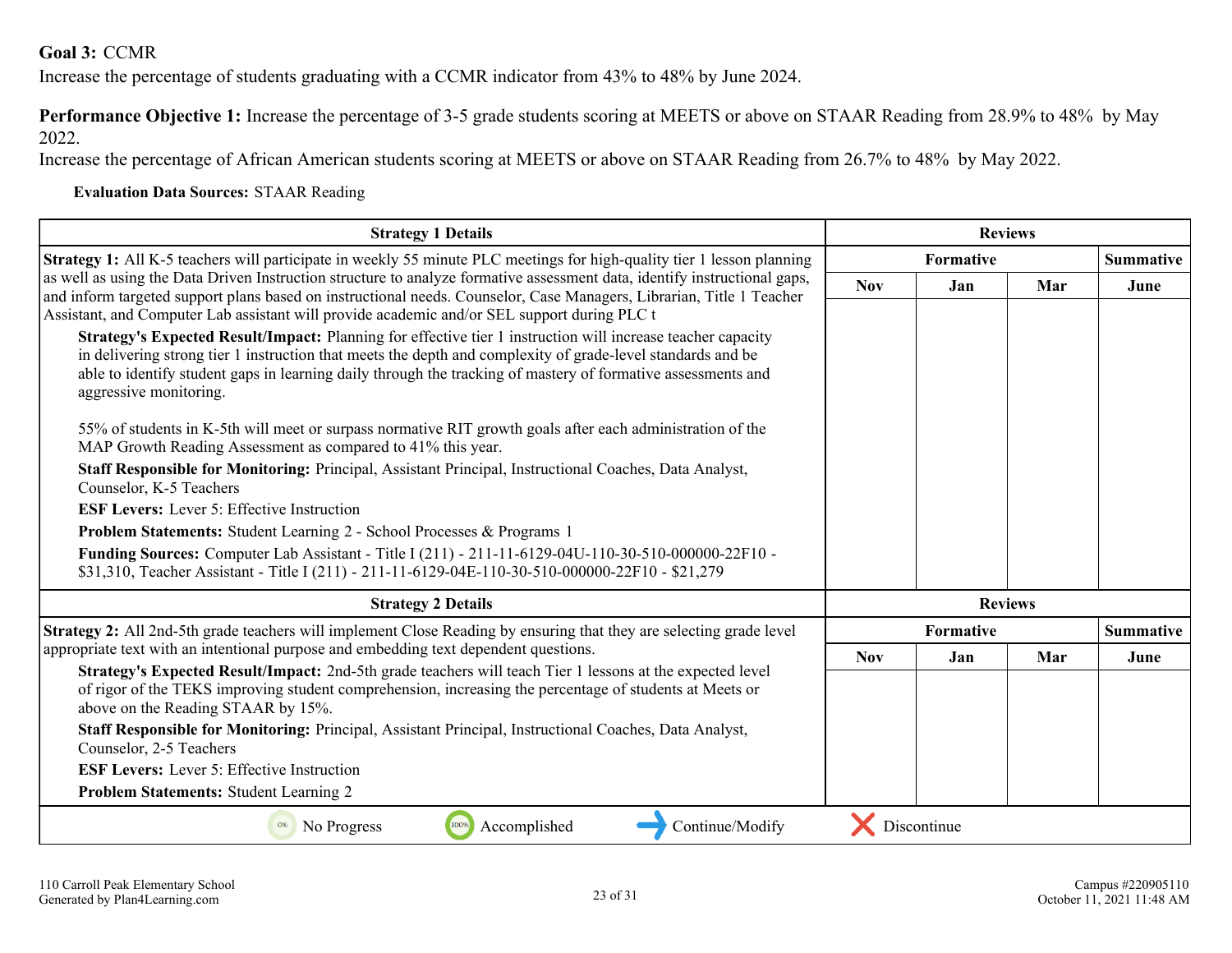**Goal 3:** CCMR

Increase the percentage of students graduating with a CCMR indicator from 43% to 48% by June 2024.

**Performance Objective 1:** Increase the percentage of 3-5 grade students scoring at MEETS or above on STAAR Reading from 28.9% to 48% by May 2022.

Increase the percentage of African American students scoring at MEETS or above on STAAR Reading from 26.7% to 48% by May 2022.

**Evaluation Data Sources:** STAAR Reading

| Strategy 1 Details | Reviews | | | |
|---|---|---|---|---|
| | Formative | | | Summative |
| | Nov | Jan | Mar | June |
| **Strategy 1:** All K-5 teachers will participate in weekly 55 minute PLC meetings for high-quality tier 1 lesson planning as well as using the Data Driven Instruction structure to analyze formative assessment data, identify instructional gaps, and inform targeted support plans based on instructional needs. Counselor, Case Managers, Librarian, Title 1 Teacher Assistant, and Computer Lab assistant will provide academic and/or SEL support during PLC t<br><br>**Strategy's Expected Result/Impact:** Planning for effective tier 1 instruction will increase teacher capacity in delivering strong tier 1 instruction that meets the depth and complexity of grade-level standards and be able to identify student gaps in learning daily through the tracking of mastery of formative assessments and aggressive monitoring.<br><br>55% of students in K-5th will meet or surpass normative RIT growth goals after each administration of the MAP Growth Reading Assessment as compared to 41% this year.<br><br>**Staff Responsible for Monitoring:** Principal, Assistant Principal, Instructional Coaches, Data Analyst, Counselor, K-5 Teachers<br><br>**ESF Levers:** Lever 5: Effective Instruction<br><br>**Problem Statements:** Student Learning 2 - School Processes & Programs 1<br><br>**Funding Sources:** Computer Lab Assistant - Title I (211) - 211-11-6129-04U-110-30-510-000000-22F10 - $31,310, Teacher Assistant - Title I (211) - 211-11-6129-04E-110-30-510-000000-22F10 - $21,279 | | | | |

| Strategy 2 Details | Reviews | | | |
|---|---|---|---|---|
| | Formative | | | Summative |
| | Nov | Jan | Mar | June |
| **Strategy 2:** All 2nd-5th grade teachers will implement Close Reading by ensuring that they are selecting grade level appropriate text with an intentional purpose and embedding text dependent questions.<br><br>**Strategy's Expected Result/Impact:** 2nd-5th grade teachers will teach Tier 1 lessons at the expected level of rigor of the TEKS improving student comprehension, increasing the percentage of students at Meets or above on the Reading STAAR by 15%.<br><br>**Staff Responsible for Monitoring:** Principal, Assistant Principal, Instructional Coaches, Data Analyst, Counselor, 2-5 Teachers<br><br>**ESF Levers:** Lever 5: Effective Instruction<br><br>**Problem Statements:** Student Learning 2 | | | | |

0% No Progress | 100% Accomplished | ➜ Continue/Modify | ✗ Discontinue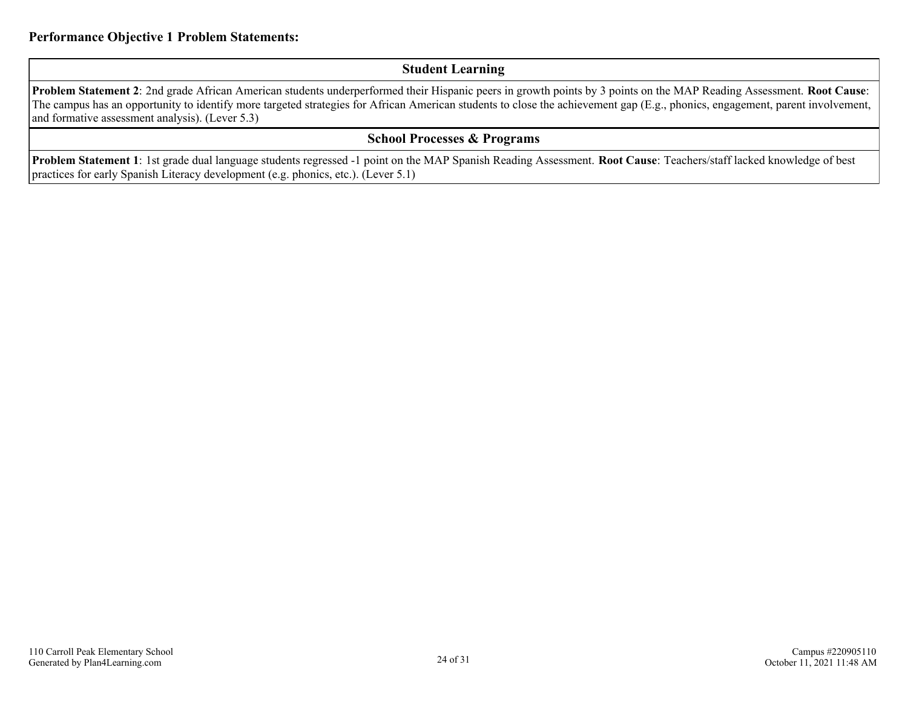**Performance Objective 1 Problem Statements:**

| Student Learning |
| --- |
| **Problem Statement 2**: 2nd grade African American students underperformed their Hispanic peers in growth points by 3 points on the MAP Reading Assessment. **Root Cause**: The campus has an opportunity to identify more targeted strategies for African American students to close the achievement gap (E.g., phonics, engagement, parent involvement, and formative assessment analysis). (Lever 5.3) |

| School Processes & Programs |
| --- |
| **Problem Statement 1**: 1st grade dual language students regressed -1 point on the MAP Spanish Reading Assessment. **Root Cause**: Teachers/staff lacked knowledge of best practices for early Spanish Literacy development (e.g. phonics, etc.). (Lever 5.1) |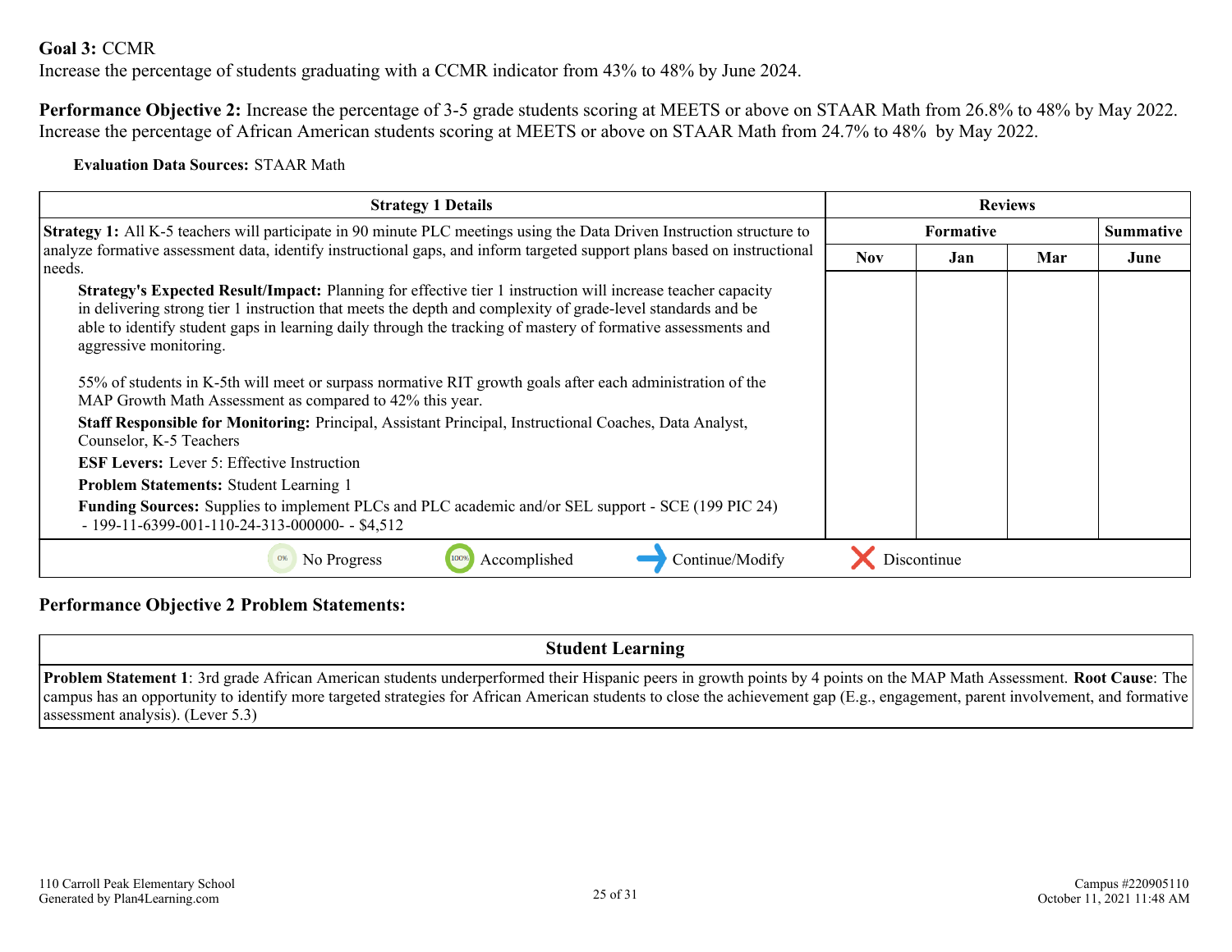**Goal 3:** CCMR
Increase the percentage of students graduating with a CCMR indicator from 43% to 48% by June 2024.

**Performance Objective 2:** Increase the percentage of 3-5 grade students scoring at MEETS or above on STAAR Math from 26.8% to 48% by May 2022. Increase the percentage of African American students scoring at MEETS or above on STAAR Math from 24.7% to 48% by May 2022.

**Evaluation Data Sources:** STAAR Math

| Strategy 1 Details | Reviews | | | |
|---|---|---|---|---|
| | Formative | | | Summative |
| | Nov | Jan | Mar | June |
| **Strategy 1:** All K-5 teachers will participate in 90 minute PLC meetings using the Data Driven Instruction structure to analyze formative assessment data, identify instructional gaps, and inform targeted support plans based on instructional needs.<br>**Strategy's Expected Result/Impact:** Planning for effective tier 1 instruction will increase teacher capacity in delivering strong tier 1 instruction that meets the depth and complexity of grade-level standards and be able to identify student gaps in learning daily through the tracking of mastery of formative assessments and aggressive monitoring.<br><br>55% of students in K-5th will meet or surpass normative RIT growth goals after each administration of the MAP Growth Math Assessment as compared to 42% this year.<br>**Staff Responsible for Monitoring:** Principal, Assistant Principal, Instructional Coaches, Data Analyst, Counselor, K-5 Teachers<br>**ESF Levers:** Lever 5: Effective Instruction<br>**Problem Statements:** Student Learning 1<br>**Funding Sources:** Supplies to implement PLCs and PLC academic and/or SEL support - SCE (199 PIC 24) - 199-11-6399-001-110-24-313-000000- - $4,512 | | | | |

0% No Progress | 100% Accomplished | Continue/Modify | Discontinue

**Performance Objective 2 Problem Statements:**

| Student Learning |
|---|
| **Problem Statement 1**: 3rd grade African American students underperformed their Hispanic peers in growth points by 4 points on the MAP Math Assessment. **Root Cause**: The campus has an opportunity to identify more targeted strategies for African American students to close the achievement gap (E.g., engagement, parent involvement, and formative assessment analysis). (Lever 5.3) |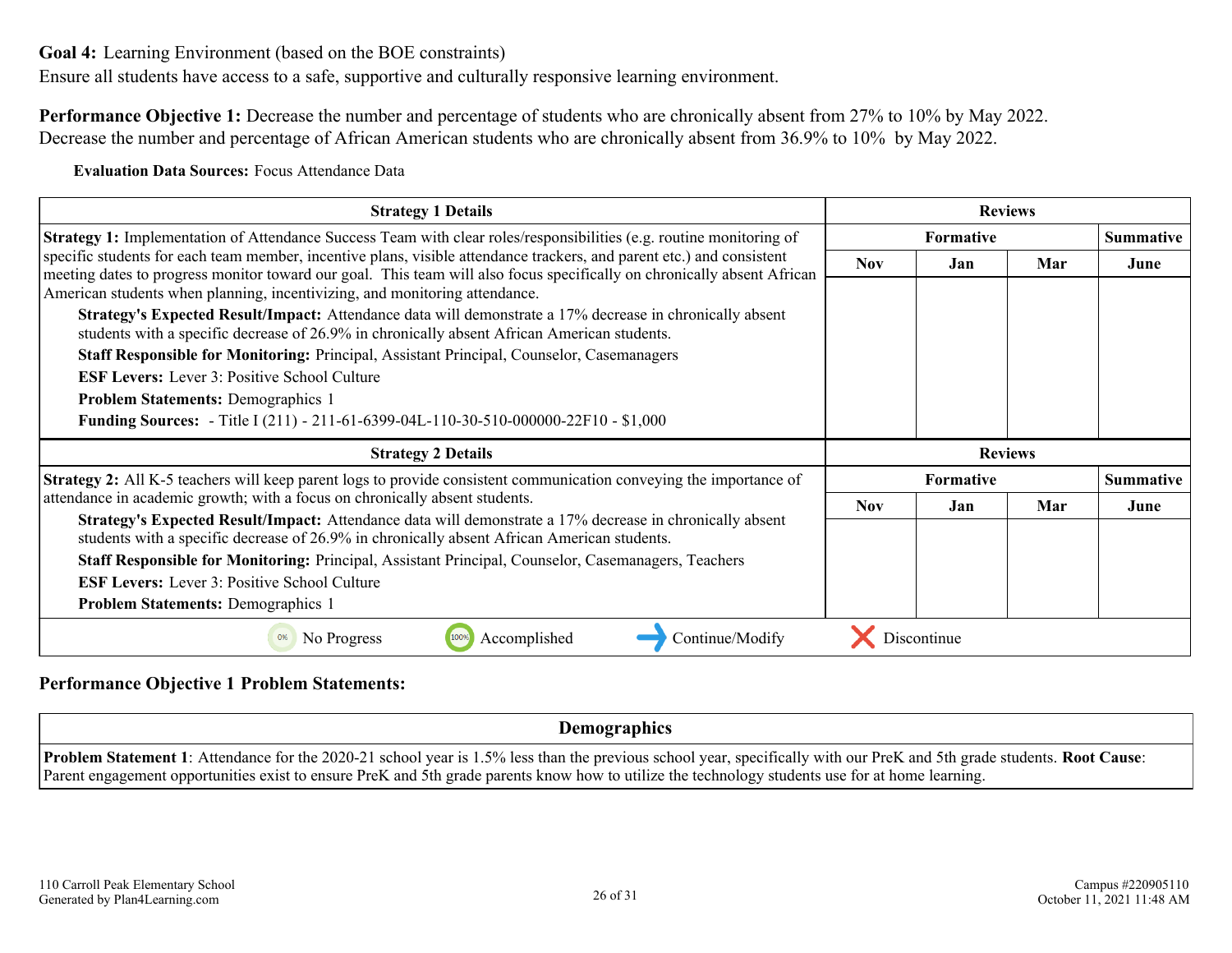**Goal 4:** Learning Environment (based on the BOE constraints)
Ensure all students have access to a safe, supportive and culturally responsive learning environment.

**Performance Objective 1:** Decrease the number and percentage of students who are chronically absent from 27% to 10% by May 2022. Decrease the number and percentage of African American students who are chronically absent from 36.9% to 10% by May 2022.

**Evaluation Data Sources:** Focus Attendance Data

| Strategy 1 Details | Reviews | | | |
|---|---|---|---|---|
| | Formative | | | Summative |
| | Nov | Jan | Mar | June |
| **Strategy 1:** Implementation of Attendance Success Team with clear roles/responsibilities (e.g. routine monitoring of specific students for each team member, incentive plans, visible attendance trackers, and parent etc.) and consistent meeting dates to progress monitor toward our goal. This team will also focus specifically on chronically absent African American students when planning, incentivizing, and monitoring attendance.<br>**Strategy's Expected Result/Impact:** Attendance data will demonstrate a 17% decrease in chronically absent students with a specific decrease of 26.9% in chronically absent African American students.<br>**Staff Responsible for Monitoring:** Principal, Assistant Principal, Counselor, Casemanagers<br>**ESF Levers:** Lever 3: Positive School Culture<br>**Problem Statements:** Demographics 1<br>**Funding Sources:** - Title I (211) - 211-61-6399-04L-110-30-510-000000-22F10 - $1,000 | | | | |

| Strategy 2 Details | Reviews | | | |
|---|---|---|---|---|
| | Formative | | | Summative |
| | Nov | Jan | Mar | June |
| **Strategy 2:** All K-5 teachers will keep parent logs to provide consistent communication conveying the importance of attendance in academic growth; with a focus on chronically absent students.<br>**Strategy's Expected Result/Impact:** Attendance data will demonstrate a 17% decrease in chronically absent students with a specific decrease of 26.9% in chronically absent African American students.<br>**Staff Responsible for Monitoring:** Principal, Assistant Principal, Counselor, Casemanagers, Teachers<br>**ESF Levers:** Lever 3: Positive School Culture<br>**Problem Statements:** Demographics 1 | | | | |

0% No Progress | 100% Accomplished | Continue/Modify | Discontinue

**Performance Objective 1 Problem Statements:**

| Demographics |
|---|
| **Problem Statement 1**: Attendance for the 2020-21 school year is 1.5% less than the previous school year, specifically with our PreK and 5th grade students. **Root Cause**: Parent engagement opportunities exist to ensure PreK and 5th grade parents know how to utilize the technology students use for at home learning. |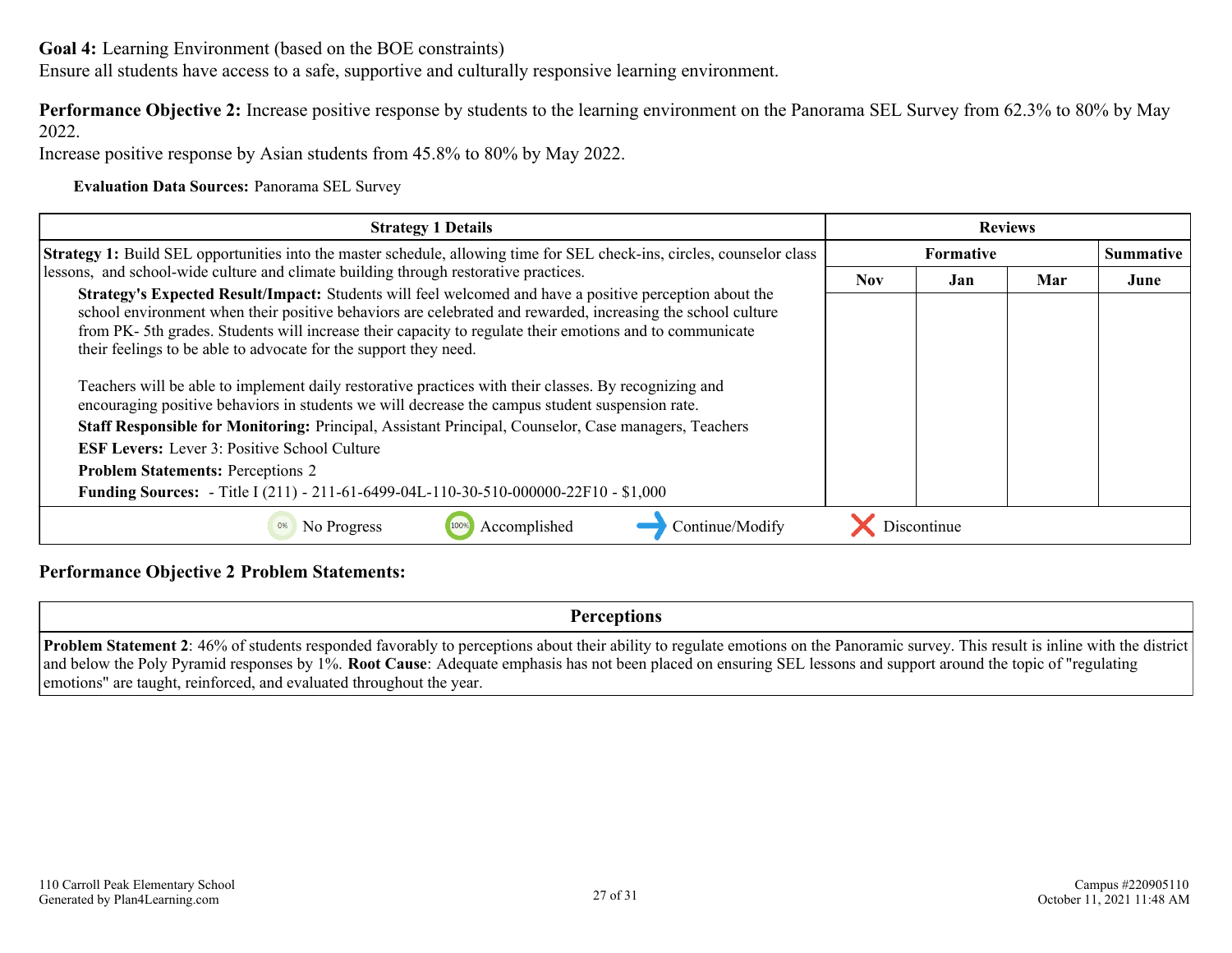**Goal 4:** Learning Environment (based on the BOE constraints)
Ensure all students have access to a safe, supportive and culturally responsive learning environment.

**Performance Objective 2:** Increase positive response by students to the learning environment on the Panorama SEL Survey from 62.3% to 80% by May 2022.
Increase positive response by Asian students from 45.8% to 80% by May 2022.

**Evaluation Data Sources:** Panorama SEL Survey

| Strategy 1 Details | Reviews | | | |
|---|---|---|---|---|
| | Formative | | | Summative |
| | Nov | Jan | Mar | June |
| **Strategy 1:** Build SEL opportunities into the master schedule, allowing time for SEL check-ins, circles, counselor class lessons, and school-wide culture and climate building through restorative practices.<br>**Strategy's Expected Result/Impact:** Students will feel welcomed and have a positive perception about the school environment when their positive behaviors are celebrated and rewarded, increasing the school culture from PK- 5th grades. Students will increase their capacity to regulate their emotions and to communicate their feelings to be able to advocate for the support they need.<br><br>Teachers will be able to implement daily restorative practices with their classes. By recognizing and encouraging positive behaviors in students we will decrease the campus student suspension rate.<br>**Staff Responsible for Monitoring:** Principal, Assistant Principal, Counselor, Case managers, Teachers<br>**ESF Levers:** Lever 3: Positive School Culture<br>**Problem Statements:** Perceptions 2<br>**Funding Sources:** - Title I (211) - 211-61-6499-04L-110-30-510-000000-22F10 - $1,000 | | | | |
| 0% No Progress &nbsp;&nbsp; 100% Accomplished &nbsp;&nbsp; Continue/Modify &nbsp;&nbsp; Discontinue | | | | |

**Performance Objective 2 Problem Statements:**

| Perceptions |
|---|
| **Problem Statement 2**: 46% of students responded favorably to perceptions about their ability to regulate emotions on the Panoramic survey. This result is inline with the district and below the Poly Pyramid responses by 1%. **Root Cause**: Adequate emphasis has not been placed on ensuring SEL lessons and support around the topic of "regulating emotions" are taught, reinforced, and evaluated throughout the year. |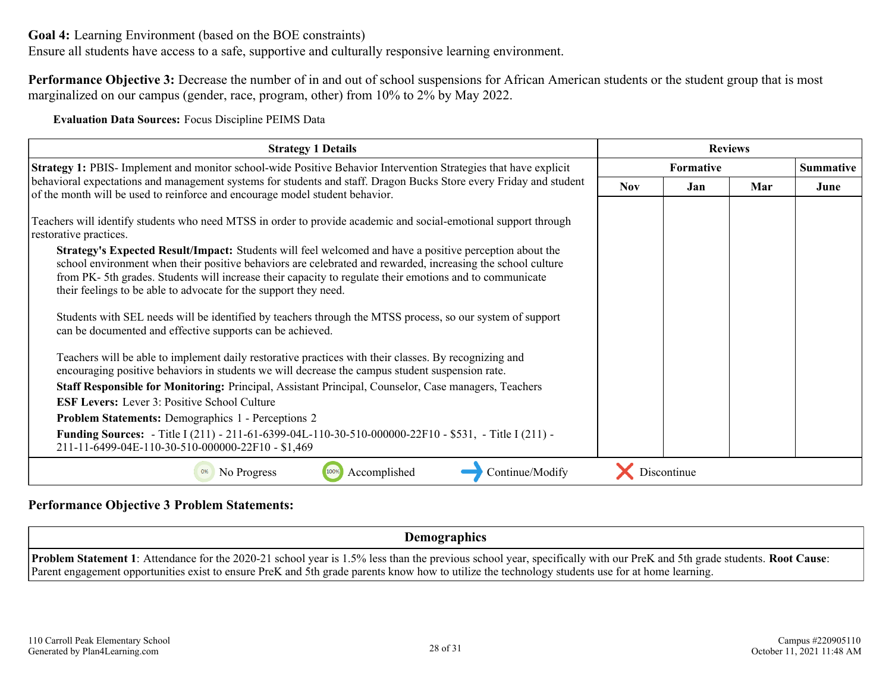**Goal 4:** Learning Environment (based on the BOE constraints)
Ensure all students have access to a safe, supportive and culturally responsive learning environment.

**Performance Objective 3:** Decrease the number of in and out of school suspensions for African American students or the student group that is most marginalized on our campus (gender, race, program, other) from 10% to 2% by May 2022.

**Evaluation Data Sources:** Focus Discipline PEIMS Data

| Strategy 1 Details | Reviews | | | |
|---|---|---|---|---|
| | Formative | | | Summative |
| | Nov | Jan | Mar | June |
| **Strategy 1:** PBIS- Implement and monitor school-wide Positive Behavior Intervention Strategies that have explicit behavioral expectations and management systems for students and staff. Dragon Bucks Store every Friday and student of the month will be used to reinforce and encourage model student behavior.<br><br>Teachers will identify students who need MTSS in order to provide academic and social-emotional support through restorative practices.<br>**Strategy's Expected Result/Impact:** Students will feel welcomed and have a positive perception about the school environment when their positive behaviors are celebrated and rewarded, increasing the school culture from PK- 5th grades. Students will increase their capacity to regulate their emotions and to communicate their feelings to be able to advocate for the support they need.<br><br>Students with SEL needs will be identified by teachers through the MTSS process, so our system of support can be documented and effective supports can be achieved.<br><br>Teachers will be able to implement daily restorative practices with their classes. By recognizing and encouraging positive behaviors in students we will decrease the campus student suspension rate.<br>**Staff Responsible for Monitoring:** Principal, Assistant Principal, Counselor, Case managers, Teachers<br>**ESF Levers:** Lever 3: Positive School Culture<br>**Problem Statements:** Demographics 1 - Perceptions 2<br>**Funding Sources:** - Title I (211) - 211-61-6399-04L-110-30-510-000000-22F10 - $531, - Title I (211) - 211-11-6499-04E-110-30-510-000000-22F10 - $1,469 | | | | |

0% No Progress | 100% Accomplished | Continue/Modify | Discontinue

**Performance Objective 3 Problem Statements:**

| Demographics |
|---|
| **Problem Statement 1**: Attendance for the 2020-21 school year is 1.5% less than the previous school year, specifically with our PreK and 5th grade students. **Root Cause**: Parent engagement opportunities exist to ensure PreK and 5th grade parents know how to utilize the technology students use for at home learning. |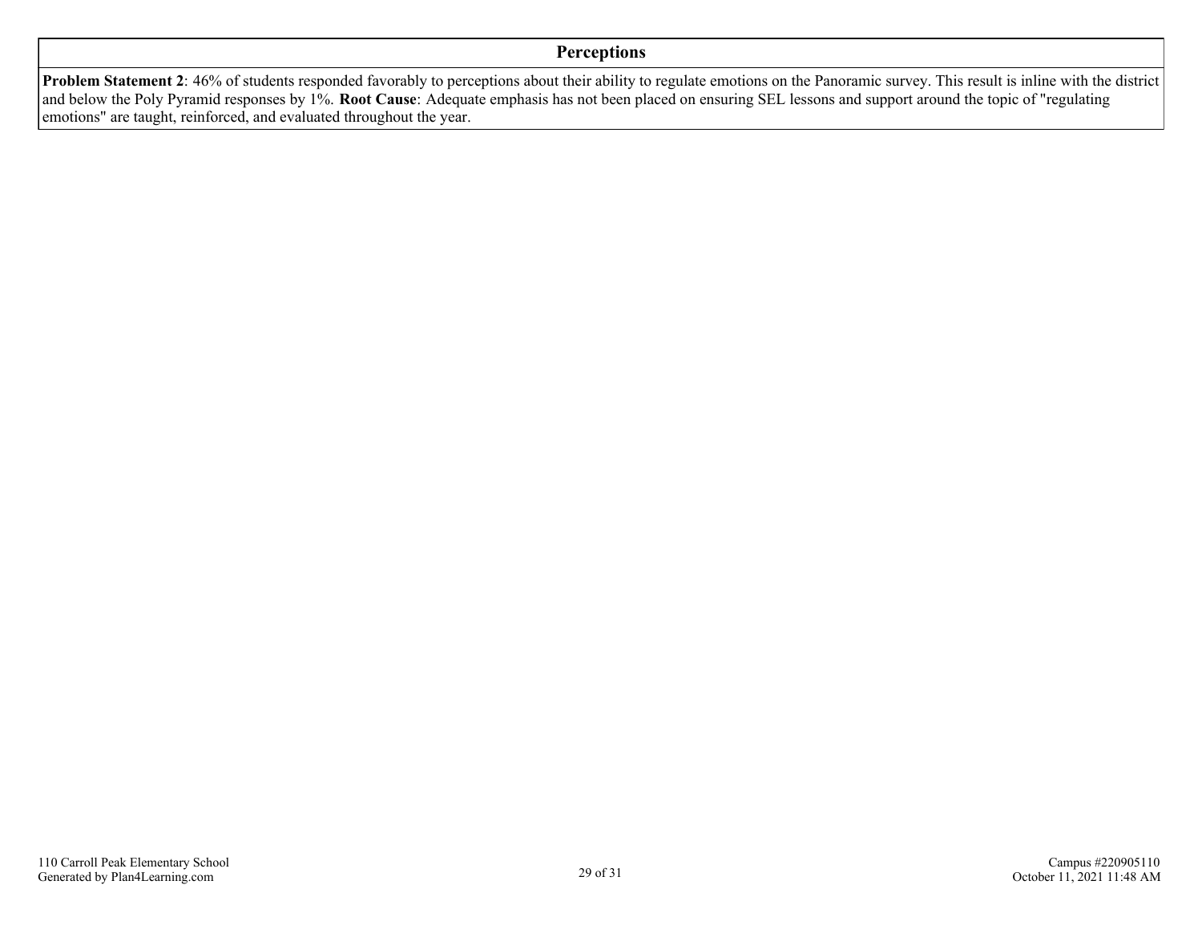| Perceptions |
| --- |
| **Problem Statement 2**: 46% of students responded favorably to perceptions about their ability to regulate emotions on the Panoramic survey. This result is inline with the district and below the Poly Pyramid responses by 1%. **Root Cause**: Adequate emphasis has not been placed on ensuring SEL lessons and support around the topic of "regulating emotions" are taught, reinforced, and evaluated throughout the year. |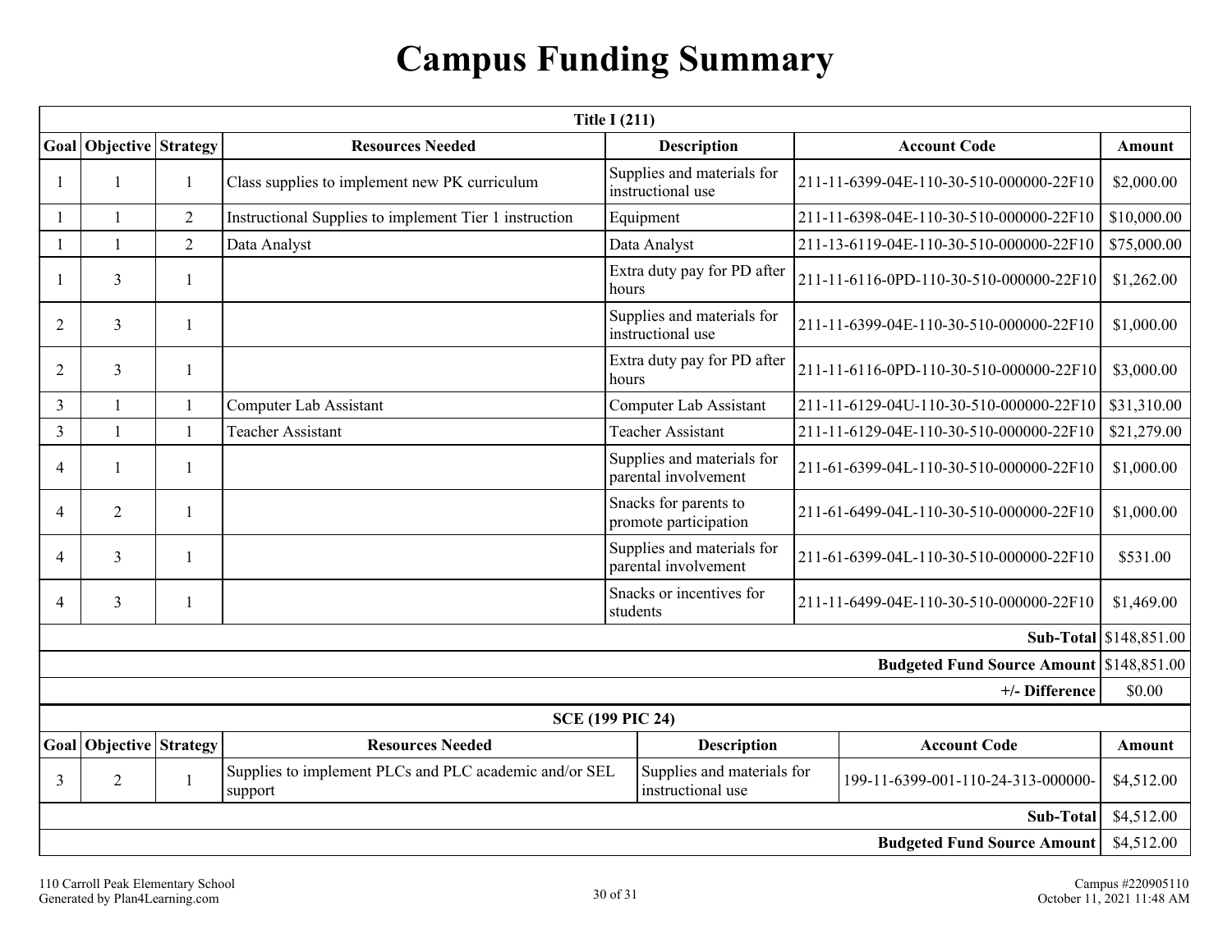# Campus Funding Summary

| Title I (211) | | | | | | |
|---|---|---|---|---|---|---|
| **Goal** | **Objective** | **Strategy** | **Resources Needed** | **Description** | **Account Code** | **Amount** |
| 1 | 1 | 1 | Class supplies to implement new PK curriculum | Supplies and materials for instructional use | 211-11-6399-04E-110-30-510-000000-22F10 | $2,000.00 |
| 1 | 1 | 2 | Instructional Supplies to implement Tier 1 instruction | Equipment | 211-11-6398-04E-110-30-510-000000-22F10 | $10,000.00 |
| 1 | 1 | 2 | Data Analyst | Data Analyst | 211-13-6119-04E-110-30-510-000000-22F10 | $75,000.00 |
| 1 | 3 | 1 | | Extra duty pay for PD after hours | 211-11-6116-0PD-110-30-510-000000-22F10 | $1,262.00 |
| 2 | 3 | 1 | | Supplies and materials for instructional use | 211-11-6399-04E-110-30-510-000000-22F10 | $1,000.00 |
| 2 | 3 | 1 | | Extra duty pay for PD after hours | 211-11-6116-0PD-110-30-510-000000-22F10 | $3,000.00 |
| 3 | 1 | 1 | Computer Lab Assistant | Computer Lab Assistant | 211-11-6129-04U-110-30-510-000000-22F10 | $31,310.00 |
| 3 | 1 | 1 | Teacher Assistant | Teacher Assistant | 211-11-6129-04E-110-30-510-000000-22F10 | $21,279.00 |
| 4 | 1 | 1 | | Supplies and materials for parental involvement | 211-61-6399-04L-110-30-510-000000-22F10 | $1,000.00 |
| 4 | 2 | 1 | | Snacks for parents to promote participation | 211-61-6499-04L-110-30-510-000000-22F10 | $1,000.00 |
| 4 | 3 | 1 | | Supplies and materials for parental involvement | 211-61-6399-04L-110-30-510-000000-22F10 | $531.00 |
| 4 | 3 | 1 | | Snacks or incentives for students | 211-11-6499-04E-110-30-510-000000-22F10 | $1,469.00 |
| | | | | | **Sub-Total** | $148,851.00 |
| | | | | | **Budgeted Fund Source Amount** | $148,851.00 |
| | | | | | **+/- Difference** | $0.00 |

| SCE (199 PIC 24) | | | | | | |
|---|---|---|---|---|---|---|
| **Goal** | **Objective** | **Strategy** | **Resources Needed** | **Description** | **Account Code** | **Amount** |
| 3 | 2 | 1 | Supplies to implement PLCs and PLC academic and/or SEL support | Supplies and materials for instructional use | 199-11-6399-001-110-24-313-000000- | $4,512.00 |
| | | | | | **Sub-Total** | $4,512.00 |
| | | | | | **Budgeted Fund Source Amount** | $4,512.00 |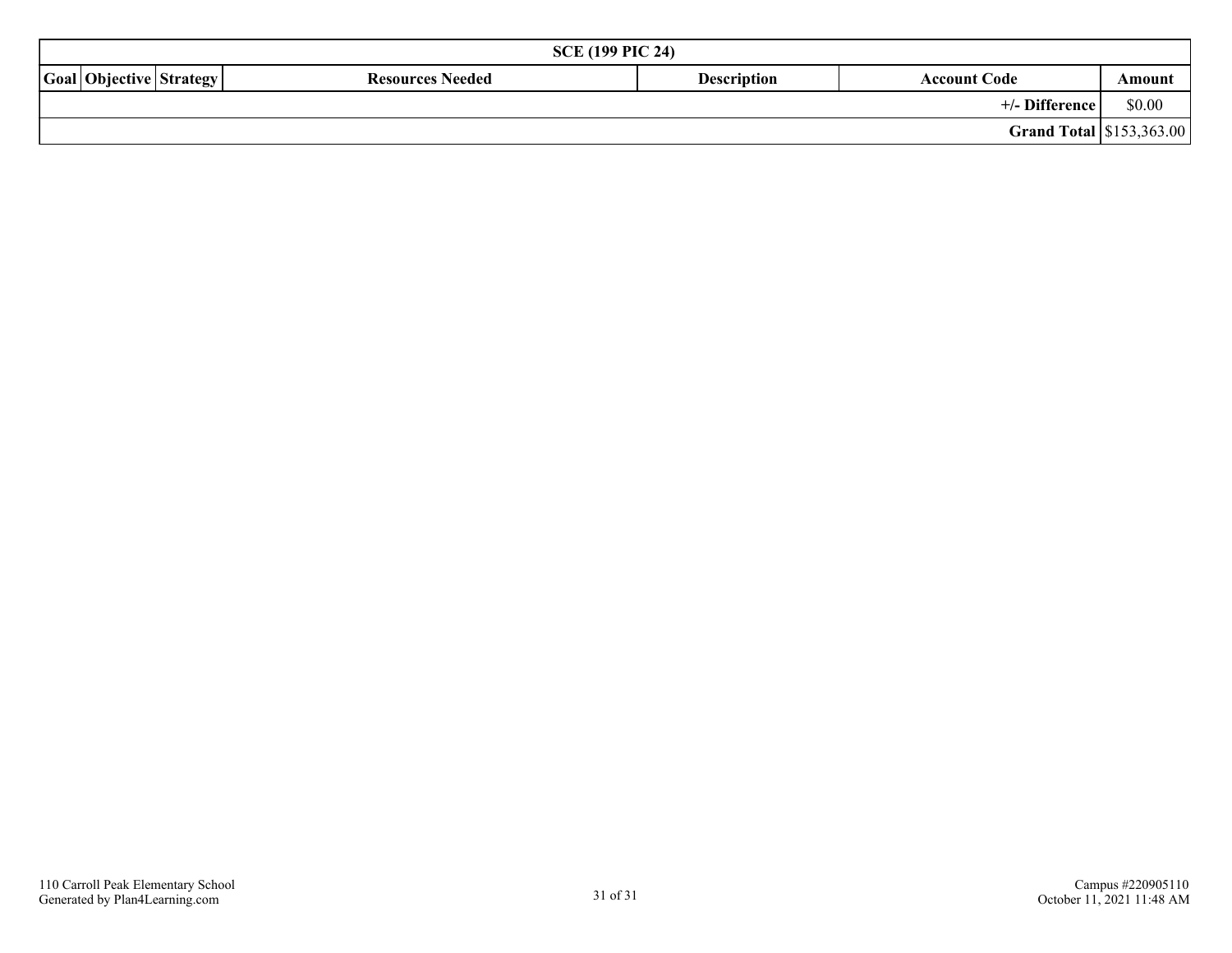| SCE (199 PIC 24) | | | | | | |
|---|---|---|---|---|---|---|
| **Goal** | **Objective** | **Strategy** | **Resources Needed** | **Description** | **Account Code** | **Amount** |
| | | | | | **+/- Difference** | $0.00 |
| | | | | | **Grand Total** | $153,363.00 |